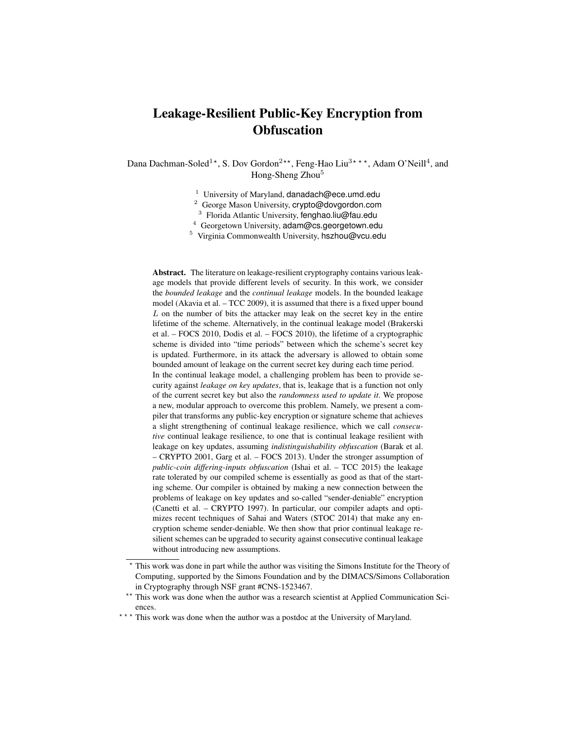# Leakage-Resilient Public-Key Encryption from Obfuscation

Dana Dachman-Soled[1*], S. Dov Gordon[2**], Feng-Hao Liu[3***], Adam O'Neill[4], and Hong-Sheng Zhou[5]

[1] University of Maryland, danadach@ece.umd.edu
[2] George Mason University, crypto@dovgordon.com
[3] Florida Atlantic University, fenghao.liu@fau.edu
[4] Georgetown University, adam@cs.georgetown.edu
[5] Virginia Commonwealth University, hszhou@vcu.edu

**Abstract.** The literature on leakage-resilient cryptography contains various leakage models that provide different levels of security. In this work, we consider the *bounded leakage* and the *continual leakage* models. In the bounded leakage model (Akavia et al. – TCC 2009), it is assumed that there is a fixed upper bound $L$ on the number of bits the attacker may leak on the secret key in the entire lifetime of the scheme. Alternatively, in the continual leakage model (Brakerski et al. – FOCS 2010, Dodis et al. – FOCS 2010), the lifetime of a cryptographic scheme is divided into "time periods" between which the scheme's secret key is updated. Furthermore, in its attack the adversary is allowed to obtain some bounded amount of leakage on the current secret key during each time period.

In the continual leakage model, a challenging problem has been to provide security against *leakage on key updates*, that is, leakage that is a function not only of the current secret key but also the *randomness used to update it*. We propose a new, modular approach to overcome this problem. Namely, we present a compiler that transforms any public-key encryption or signature scheme that achieves a slight strengthening of continual leakage resilience, which we call *consecutive* continual leakage resilience, to one that is continual leakage resilient with leakage on key updates, assuming *indistinguishability obfuscation* (Barak et al. – CRYPTO 2001, Garg et al. – FOCS 2013). Under the stronger assumption of *public-coin differing-inputs obfuscation* (Ishai et al. – TCC 2015) the leakage rate tolerated by our compiled scheme is essentially as good as that of the starting scheme. Our compiler is obtained by making a new connection between the problems of leakage on key updates and so-called "sender-deniable" encryption (Canetti et al. – CRYPTO 1997). In particular, our compiler adapts and optimizes recent techniques of Sahai and Waters (STOC 2014) that make any encryption scheme sender-deniable. We then show that prior continual leakage resilient schemes can be upgraded to security against consecutive continual leakage without introducing new assumptions.

---

\* This work was done in part while the author was visiting the Simons Institute for the Theory of Computing, supported by the Simons Foundation and by the DIMACS/Simons Collaboration in Cryptography through NSF grant #CNS-1523467.

\*\* This work was done when the author was a research scientist at Applied Communication Sciences.

\*\*\* This work was done when the author was a postdoc at the University of Maryland.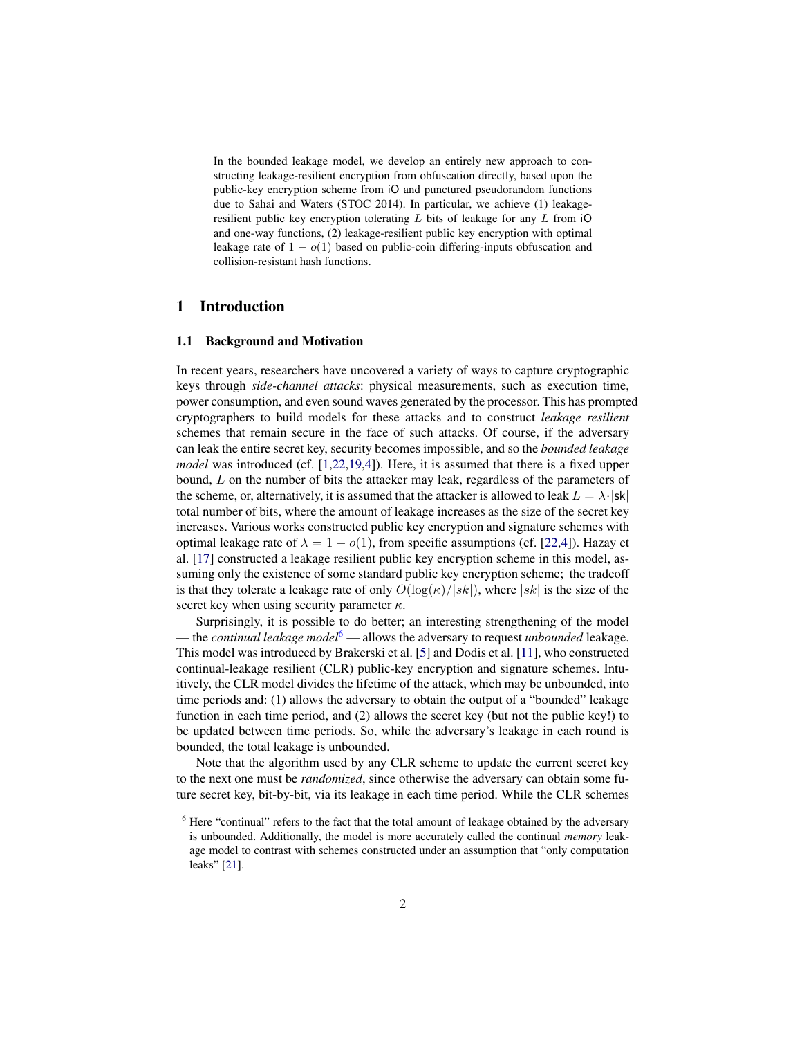In the bounded leakage model, we develop an entirely new approach to constructing leakage-resilient encryption from obfuscation directly, based upon the public-key encryption scheme from iO and punctured pseudorandom functions due to Sahai and Waters (STOC 2014). In particular, we achieve (1) leakage-resilient public key encryption tolerating $L$ bits of leakage for any $L$ from iO and one-way functions, (2) leakage-resilient public key encryption with optimal leakage rate of $1 - o(1)$ based on public-coin differing-inputs obfuscation and collision-resistant hash functions.

## 1 Introduction

### 1.1 Background and Motivation

In recent years, researchers have uncovered a variety of ways to capture cryptographic keys through *side-channel attacks*: physical measurements, such as execution time, power consumption, and even sound waves generated by the processor. This has prompted cryptographers to build models for these attacks and to construct *leakage resilient* schemes that remain secure in the face of such attacks. Of course, if the adversary can leak the entire secret key, security becomes impossible, and so the *bounded leakage model* was introduced (cf. [1,22,19,4]). Here, it is assumed that there is a fixed upper bound, $L$ on the number of bits the attacker may leak, regardless of the parameters of the scheme, or, alternatively, it is assumed that the attacker is allowed to leak $L = \lambda \cdot |\mathsf{sk}|$ total number of bits, where the amount of leakage increases as the size of the secret key increases. Various works constructed public key encryption and signature schemes with optimal leakage rate of $\lambda = 1 - o(1)$, from specific assumptions (cf. [22,4]). Hazay et al. [17] constructed a leakage resilient public key encryption scheme in this model, assuming only the existence of some standard public key encryption scheme; the tradeoff is that they tolerate a leakage rate of only $O(\log(\kappa)/|sk|)$, where $|sk|$ is the size of the secret key when using security parameter $\kappa$.

Surprisingly, it is possible to do better; an interesting strengthening of the model — the *continual leakage model*[6] — allows the adversary to request *unbounded* leakage. This model was introduced by Brakerski et al. [5] and Dodis et al. [11], who constructed continual-leakage resilient (CLR) public-key encryption and signature schemes. Intuitively, the CLR model divides the lifetime of the attack, which may be unbounded, into time periods and: (1) allows the adversary to obtain the output of a "bounded" leakage function in each time period, and (2) allows the secret key (but not the public key!) to be updated between time periods. So, while the adversary's leakage in each round is bounded, the total leakage is unbounded.

Note that the algorithm used by any CLR scheme to update the current secret key to the next one must be *randomized*, since otherwise the adversary can obtain some future secret key, bit-by-bit, via its leakage in each time period. While the CLR schemes

[6] Here "continual" refers to the fact that the total amount of leakage obtained by the adversary is unbounded. Additionally, the model is more accurately called the continual *memory* leakage model to contrast with schemes constructed under an assumption that "only computation leaks" [21].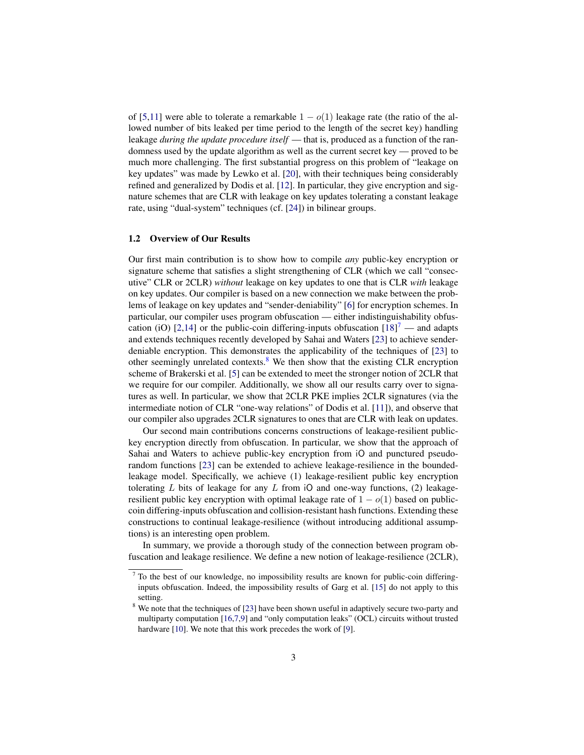of [5,11] were able to tolerate a remarkable $1 - o(1)$ leakage rate (the ratio of the allowed number of bits leaked per time period to the length of the secret key) handling leakage *during the update procedure itself* — that is, produced as a function of the randomness used by the update algorithm as well as the current secret key — proved to be much more challenging. The first substantial progress on this problem of "leakage on key updates" was made by Lewko et al. [20], with their techniques being considerably refined and generalized by Dodis et al. [12]. In particular, they give encryption and signature schemes that are CLR with leakage on key updates tolerating a constant leakage rate, using "dual-system" techniques (cf. [24]) in bilinear groups.

### 1.2 Overview of Our Results

Our first main contribution is to show how to compile *any* public-key encryption or signature scheme that satisfies a slight strengthening of CLR (which we call "consecutive" CLR or 2CLR) *without* leakage on key updates to one that is CLR *with* leakage on key updates. Our compiler is based on a new connection we make between the problems of leakage on key updates and "sender-deniability" [6] for encryption schemes. In particular, our compiler uses program obfuscation — either indistinguishability obfuscation (iO) [2,14] or the public-coin differing-inputs obfuscation [18][7] — and adapts and extends techniques recently developed by Sahai and Waters [23] to achieve sender-deniable encryption. This demonstrates the applicability of the techniques of [23] to other seemingly unrelated contexts.[8] We then show that the existing CLR encryption scheme of Brakerski et al. [5] can be extended to meet the stronger notion of 2CLR that we require for our compiler. Additionally, we show all our results carry over to signatures as well. In particular, we show that 2CLR PKE implies 2CLR signatures (via the intermediate notion of CLR "one-way relations" of Dodis et al. [11]), and observe that our compiler also upgrades 2CLR signatures to ones that are CLR with leak on updates.

Our second main contributions concerns constructions of leakage-resilient public-key encryption directly from obfuscation. In particular, we show that the approach of Sahai and Waters to achieve public-key encryption from iO and punctured pseudorandom functions [23] can be extended to achieve leakage-resilience in the bounded-leakage model. Specifically, we achieve (1) leakage-resilient public key encryption tolerating $L$ bits of leakage for any $L$ from iO and one-way functions, (2) leakage-resilient public key encryption with optimal leakage rate of $1 - o(1)$ based on public-coin differing-inputs obfuscation and collision-resistant hash functions. Extending these constructions to continual leakage-resilience (without introducing additional assumptions) is an interesting open problem.

In summary, we provide a thorough study of the connection between program obfuscation and leakage resilience. We define a new notion of leakage-resilience (2CLR),

---

[7] To the best of our knowledge, no impossibility results are known for public-coin differing-inputs obfuscation. Indeed, the impossibility results of Garg et al. [15] do not apply to this setting.

[8] We note that the techniques of [23] have been shown useful in adaptively secure two-party and multiparty computation [16,7,9] and "only computation leaks" (OCL) circuits without trusted hardware [10]. We note that this work precedes the work of [9].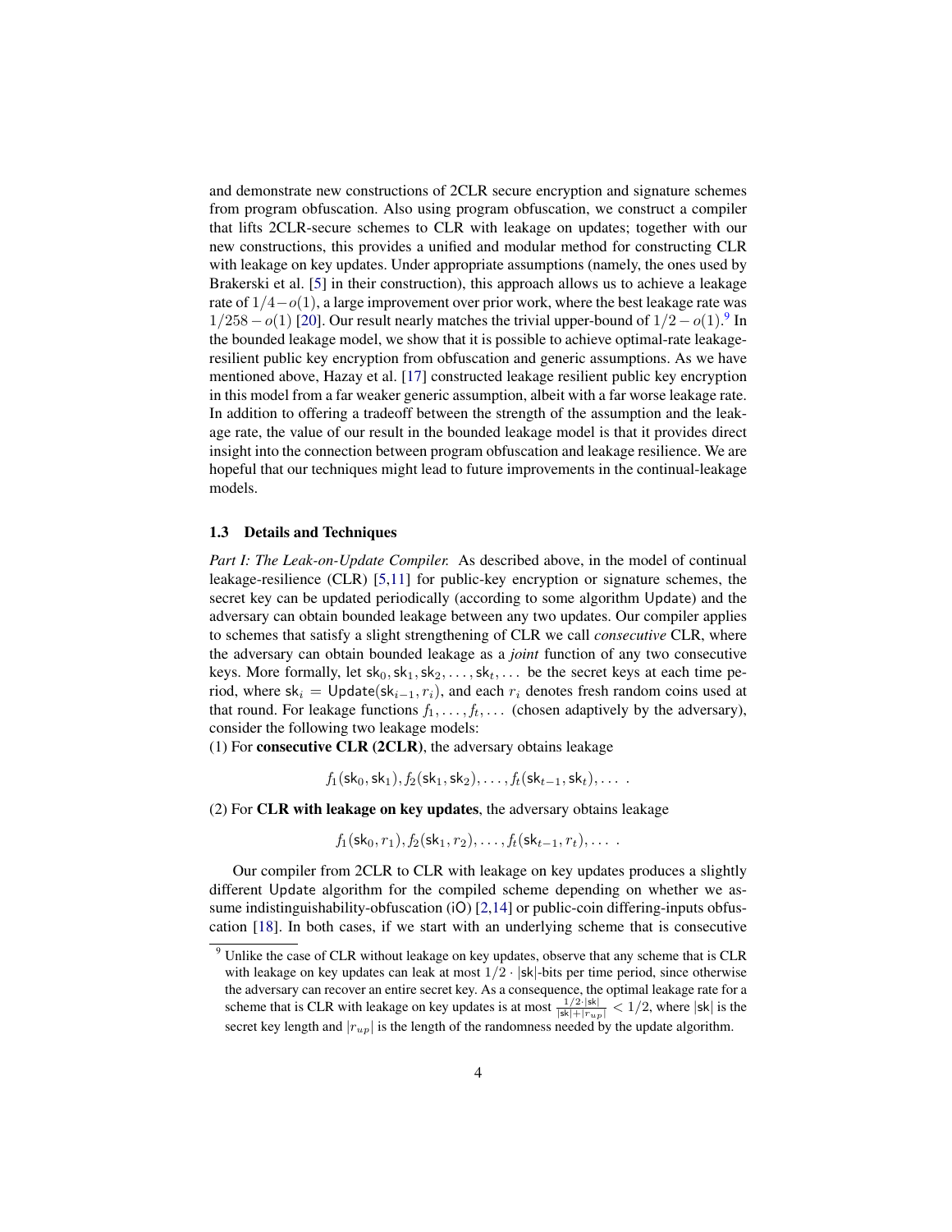and demonstrate new constructions of 2CLR secure encryption and signature schemes from program obfuscation. Also using program obfuscation, we construct a compiler that lifts 2CLR-secure schemes to CLR with leakage on updates; together with our new constructions, this provides a unified and modular method for constructing CLR with leakage on key updates. Under appropriate assumptions (namely, the ones used by Brakerski et al. [5] in their construction), this approach allows us to achieve a leakage rate of $1/4 - o(1)$, a large improvement over prior work, where the best leakage rate was $1/258 - o(1)$ [20]. Our result nearly matches the trivial upper-bound of $1/2 - o(1)$.[9] In the bounded leakage model, we show that it is possible to achieve optimal-rate leakage-resilient public key encryption from obfuscation and generic assumptions. As we have mentioned above, Hazay et al. [17] constructed leakage resilient public key encryption in this model from a far weaker generic assumption, albeit with a far worse leakage rate. In addition to offering a tradeoff between the strength of the assumption and the leakage rate, the value of our result in the bounded leakage model is that it provides direct insight into the connection between program obfuscation and leakage resilience. We are hopeful that our techniques might lead to future improvements in the continual-leakage models.

### 1.3 Details and Techniques

*Part I: The Leak-on-Update Compiler.* As described above, in the model of continual leakage-resilience (CLR) [5,11] for public-key encryption or signature schemes, the secret key can be updated periodically (according to some algorithm Update) and the adversary can obtain bounded leakage between any two updates. Our compiler applies to schemes that satisfy a slight strengthening of CLR we call *consecutive* CLR, where the adversary can obtain bounded leakage as a *joint* function of any two consecutive keys. More formally, let $\mathsf{sk}_0, \mathsf{sk}_1, \mathsf{sk}_2, \ldots, \mathsf{sk}_t, \ldots$ be the secret keys at each time period, where $\mathsf{sk}_i = \mathsf{Update}(\mathsf{sk}_{i-1}, r_i)$, and each $r_i$ denotes fresh random coins used at that round. For leakage functions $f_1, \ldots, f_t, \ldots$ (chosen adaptively by the adversary), consider the following two leakage models:

(1) For **consecutive CLR (2CLR)**, the adversary obtains leakage

$$f_1(\mathsf{sk}_0, \mathsf{sk}_1), f_2(\mathsf{sk}_1, \mathsf{sk}_2), \ldots, f_t(\mathsf{sk}_{t-1}, \mathsf{sk}_t), \ldots .$$

(2) For **CLR with leakage on key updates**, the adversary obtains leakage

$$f_1(\mathsf{sk}_0, r_1), f_2(\mathsf{sk}_1, r_2), \ldots, f_t(\mathsf{sk}_{t-1}, r_t), \ldots .$$

Our compiler from 2CLR to CLR with leakage on key updates produces a slightly different Update algorithm for the compiled scheme depending on whether we assume indistinguishability-obfuscation (iO) [2,14] or public-coin differing-inputs obfuscation [18]. In both cases, if we start with an underlying scheme that is consecutive

[9] Unlike the case of CLR without leakage on key updates, observe that any scheme that is CLR with leakage on key updates can leak at most $1/2 \cdot |\mathsf{sk}|$-bits per time period, since otherwise the adversary can recover an entire secret key. As a consequence, the optimal leakage rate for a scheme that is CLR with leakage on key updates is at most $\frac{1/2 \cdot |\mathsf{sk}|}{|\mathsf{sk}| + |r_{up}|} < 1/2$, where $|\mathsf{sk}|$ is the secret key length and $|r_{up}|$ is the length of the randomness needed by the update algorithm.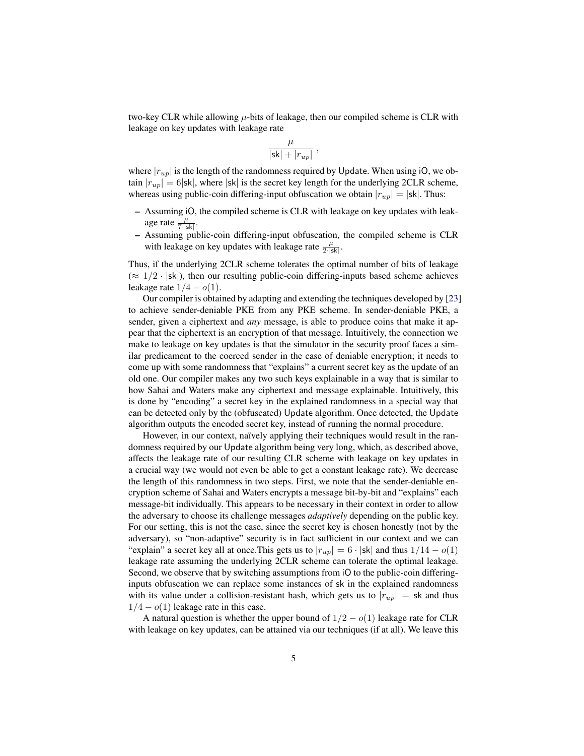two-key CLR while allowing $\mu$-bits of leakage, then our compiled scheme is CLR with leakage on key updates with leakage rate

$$\frac{\mu}{|\mathsf{sk}| + |r_{up}|} ,$$

where $|r_{up}|$ is the length of the randomness required by Update. When using iO, we obtain $|r_{up}| = 6|\mathsf{sk}|$, where $|\mathsf{sk}|$ is the secret key length for the underlying 2CLR scheme, whereas using public-coin differing-input obfuscation we obtain $|r_{up}| = |\mathsf{sk}|$. Thus:

- Assuming iO, the compiled scheme is CLR with leakage on key updates with leakage rate $\frac{\mu}{7 \cdot |\mathsf{sk}|}$.
- Assuming public-coin differing-input obfuscation, the compiled scheme is CLR with leakage on key updates with leakage rate $\frac{\mu}{2 \cdot |\mathsf{sk}|}$.

Thus, if the underlying 2CLR scheme tolerates the optimal number of bits of leakage ($\approx 1/2 \cdot |\mathsf{sk}|$), then our resulting public-coin differing-inputs based scheme achieves leakage rate $1/4 - o(1)$.

Our compiler is obtained by adapting and extending the techniques developed by [23] to achieve sender-deniable PKE from any PKE scheme. In sender-deniable PKE, a sender, given a ciphertext and *any* message, is able to produce coins that make it appear that the ciphertext is an encryption of that message. Intuitively, the connection we make to leakage on key updates is that the simulator in the security proof faces a similar predicament to the coerced sender in the case of deniable encryption; it needs to come up with some randomness that "explains" a current secret key as the update of an old one. Our compiler makes any two such keys explainable in a way that is similar to how Sahai and Waters make any ciphertext and message explainable. Intuitively, this is done by "encoding" a secret key in the explained randomness in a special way that can be detected only by the (obfuscated) Update algorithm. Once detected, the Update algorithm outputs the encoded secret key, instead of running the normal procedure.

However, in our context, naïvely applying their techniques would result in the randomness required by our Update algorithm being very long, which, as described above, affects the leakage rate of our resulting CLR scheme with leakage on key updates in a crucial way (we would not even be able to get a constant leakage rate). We decrease the length of this randomness in two steps. First, we note that the sender-deniable encryption scheme of Sahai and Waters encrypts a message bit-by-bit and "explains" each message-bit individually. This appears to be necessary in their context in order to allow the adversary to choose its challenge messages *adaptively* depending on the public key. For our setting, this is not the case, since the secret key is chosen honestly (not by the adversary), so "non-adaptive" security is in fact sufficient in our context and we can "explain" a secret key all at once.This gets us to $|r_{up}| = 6 \cdot |\mathsf{sk}|$ and thus $1/14 - o(1)$ leakage rate assuming the underlying 2CLR scheme can tolerate the optimal leakage. Second, we observe that by switching assumptions from iO to the public-coin differing-inputs obfuscation we can replace some instances of sk in the explained randomness with its value under a collision-resistant hash, which gets us to $|r_{up}| = \mathsf{sk}$ and thus $1/4 - o(1)$ leakage rate in this case.

A natural question is whether the upper bound of $1/2 - o(1)$ leakage rate for CLR with leakage on key updates, can be attained via our techniques (if at all). We leave this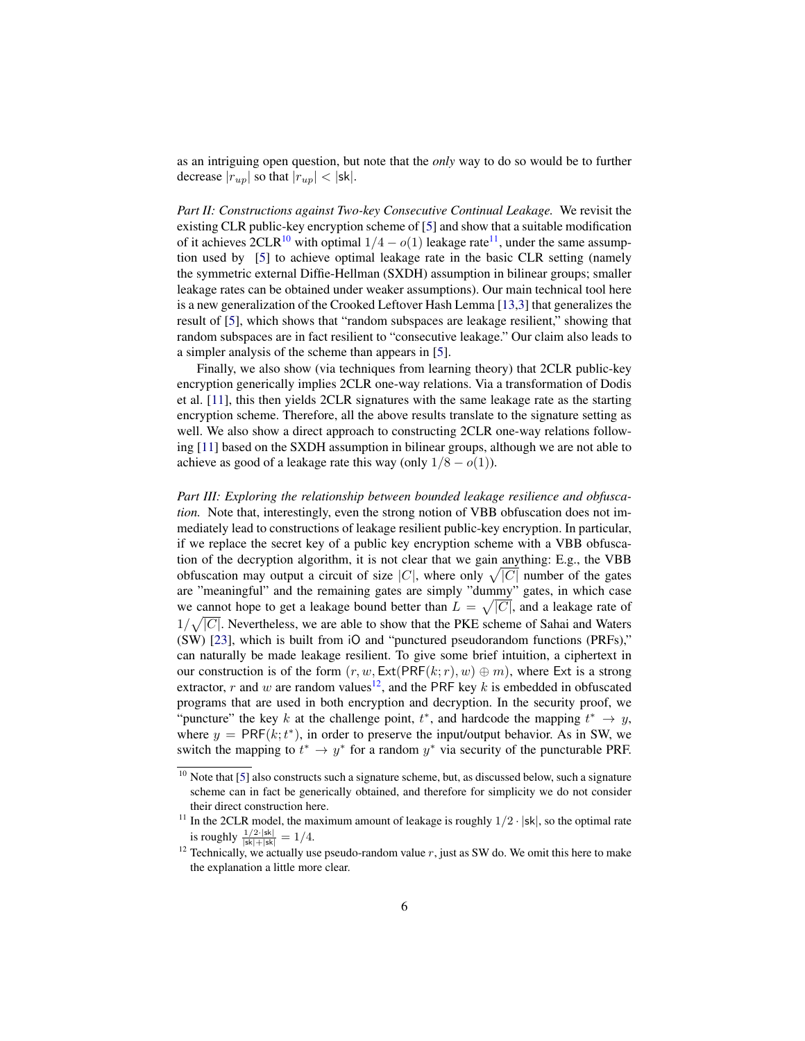as an intriguing open question, but note that the *only* way to do so would be to further decrease $|r_{up}|$ so that $|r_{up}| < |\mathsf{sk}|$.

*Part II: Constructions against Two-key Consecutive Continual Leakage.* We revisit the existing CLR public-key encryption scheme of [5] and show that a suitable modification of it achieves 2CLR[10] with optimal $1/4 - o(1)$ leakage rate[11], under the same assumption used by [5] to achieve optimal leakage rate in the basic CLR setting (namely the symmetric external Diffie-Hellman (SXDH) assumption in bilinear groups; smaller leakage rates can be obtained under weaker assumptions). Our main technical tool here is a new generalization of the Crooked Leftover Hash Lemma [13,3] that generalizes the result of [5], which shows that "random subspaces are leakage resilient," showing that random subspaces are in fact resilient to "consecutive leakage." Our claim also leads to a simpler analysis of the scheme than appears in [5].

Finally, we also show (via techniques from learning theory) that 2CLR public-key encryption generically implies 2CLR one-way relations. Via a transformation of Dodis et al. [11], this then yields 2CLR signatures with the same leakage rate as the starting encryption scheme. Therefore, all the above results translate to the signature setting as well. We also show a direct approach to constructing 2CLR one-way relations following [11] based on the SXDH assumption in bilinear groups, although we are not able to achieve as good of a leakage rate this way (only $1/8 - o(1)$).

*Part III: Exploring the relationship between bounded leakage resilience and obfuscation.* Note that, interestingly, even the strong notion of VBB obfuscation does not immediately lead to constructions of leakage resilient public-key encryption. In particular, if we replace the secret key of a public key encryption scheme with a VBB obfuscation of the decryption algorithm, it is not clear that we gain anything: E.g., the VBB obfuscation may output a circuit of size $|C|$, where only $\sqrt{|C|}$ number of the gates are "meaningful" and the remaining gates are simply "dummy" gates, in which case we cannot hope to get a leakage bound better than $L = \sqrt{|C|}$, and a leakage rate of $1/\sqrt{|C|}$. Nevertheless, we are able to show that the PKE scheme of Sahai and Waters (SW) [23], which is built from iO and "punctured pseudorandom functions (PRFs)," can naturally be made leakage resilient. To give some brief intuition, a ciphertext in our construction is of the form $(r, w, \mathsf{Ext}(\mathsf{PRF}(k; r), w) \oplus m)$, where $\mathsf{Ext}$ is a strong extractor, $r$ and $w$ are random values[12], and the PRF key $k$ is embedded in obfuscated programs that are used in both encryption and decryption. In the security proof, we "puncture" the key $k$ at the challenge point, $t^*$, and hardcode the mapping $t^* \to y$, where $y = \mathsf{PRF}(k; t^*)$, in order to preserve the input/output behavior. As in SW, we switch the mapping to $t^* \to y^*$ for a random $y^*$ via security of the puncturable PRF.

---

[10] Note that [5] also constructs such a signature scheme, but, as discussed below, such a signature scheme can in fact be generically obtained, and therefore for simplicity we do not consider their direct construction here.

[11] In the 2CLR model, the maximum amount of leakage is roughly $1/2 \cdot |\mathsf{sk}|$, so the optimal rate is roughly $\frac{1/2 \cdot |\mathsf{sk}|}{|\mathsf{sk}| + |\mathsf{sk}|} = 1/4$.

[12] Technically, we actually use pseudo-random value $r$, just as SW do. We omit this here to make the explanation a little more clear.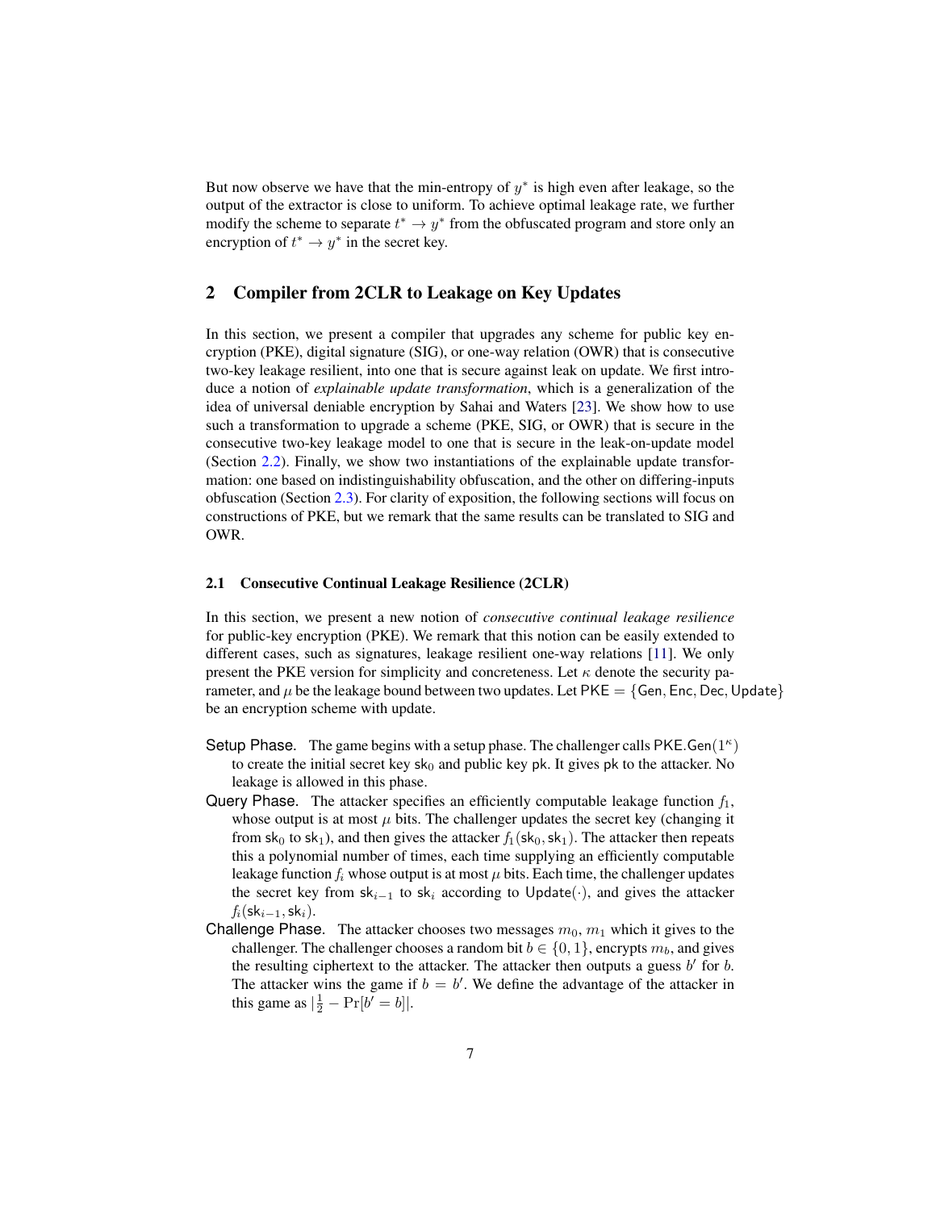But now observe we have that the min-entropy of $y^*$ is high even after leakage, so the output of the extractor is close to uniform. To achieve optimal leakage rate, we further modify the scheme to separate $t^* \to y^*$ from the obfuscated program and store only an encryption of $t^* \to y^*$ in the secret key.

## 2 Compiler from 2CLR to Leakage on Key Updates

In this section, we present a compiler that upgrades any scheme for public key encryption (PKE), digital signature (SIG), or one-way relation (OWR) that is consecutive two-key leakage resilient, into one that is secure against leak on update. We first introduce a notion of *explainable update transformation*, which is a generalization of the idea of universal deniable encryption by Sahai and Waters [23]. We show how to use such a transformation to upgrade a scheme (PKE, SIG, or OWR) that is secure in the consecutive two-key leakage model to one that is secure in the leak-on-update model (Section 2.2). Finally, we show two instantiations of the explainable update transformation: one based on indistinguishability obfuscation, and the other on differing-inputs obfuscation (Section 2.3). For clarity of exposition, the following sections will focus on constructions of PKE, but we remark that the same results can be translated to SIG and OWR.

### 2.1 Consecutive Continual Leakage Resilience (2CLR)

In this section, we present a new notion of *consecutive continual leakage resilience* for public-key encryption (PKE). We remark that this notion can be easily extended to different cases, such as signatures, leakage resilient one-way relations [11]. We only present the PKE version for simplicity and concreteness. Let $\kappa$ denote the security parameter, and $\mu$ be the leakage bound between two updates. Let $\mathsf{PKE} = \{\mathsf{Gen}, \mathsf{Enc}, \mathsf{Dec}, \mathsf{Update}\}$ be an encryption scheme with update.

- **Setup Phase.** The game begins with a setup phase. The challenger calls $\mathsf{PKE}.\mathsf{Gen}(1^\kappa)$ to create the initial secret key $\mathsf{sk}_0$ and public key $\mathsf{pk}$. It gives $\mathsf{pk}$ to the attacker. No leakage is allowed in this phase.
- **Query Phase.** The attacker specifies an efficiently computable leakage function $f_1$, whose output is at most $\mu$ bits. The challenger updates the secret key (changing it from $\mathsf{sk}_0$ to $\mathsf{sk}_1$), and then gives the attacker $f_1(\mathsf{sk}_0, \mathsf{sk}_1)$. The attacker then repeats this a polynomial number of times, each time supplying an efficiently computable leakage function $f_i$ whose output is at most $\mu$ bits. Each time, the challenger updates the secret key from $\mathsf{sk}_{i-1}$ to $\mathsf{sk}_i$ according to $\mathsf{Update}(\cdot)$, and gives the attacker $f_i(\mathsf{sk}_{i-1}, \mathsf{sk}_i)$.
- **Challenge Phase.** The attacker chooses two messages $m_0, m_1$ which it gives to the challenger. The challenger chooses a random bit $b \in \{0, 1\}$, encrypts $m_b$, and gives the resulting ciphertext to the attacker. The attacker then outputs a guess $b'$ for $b$. The attacker wins the game if $b = b'$. We define the advantage of the attacker in this game as $|\frac{1}{2} - \Pr[b' = b]|$.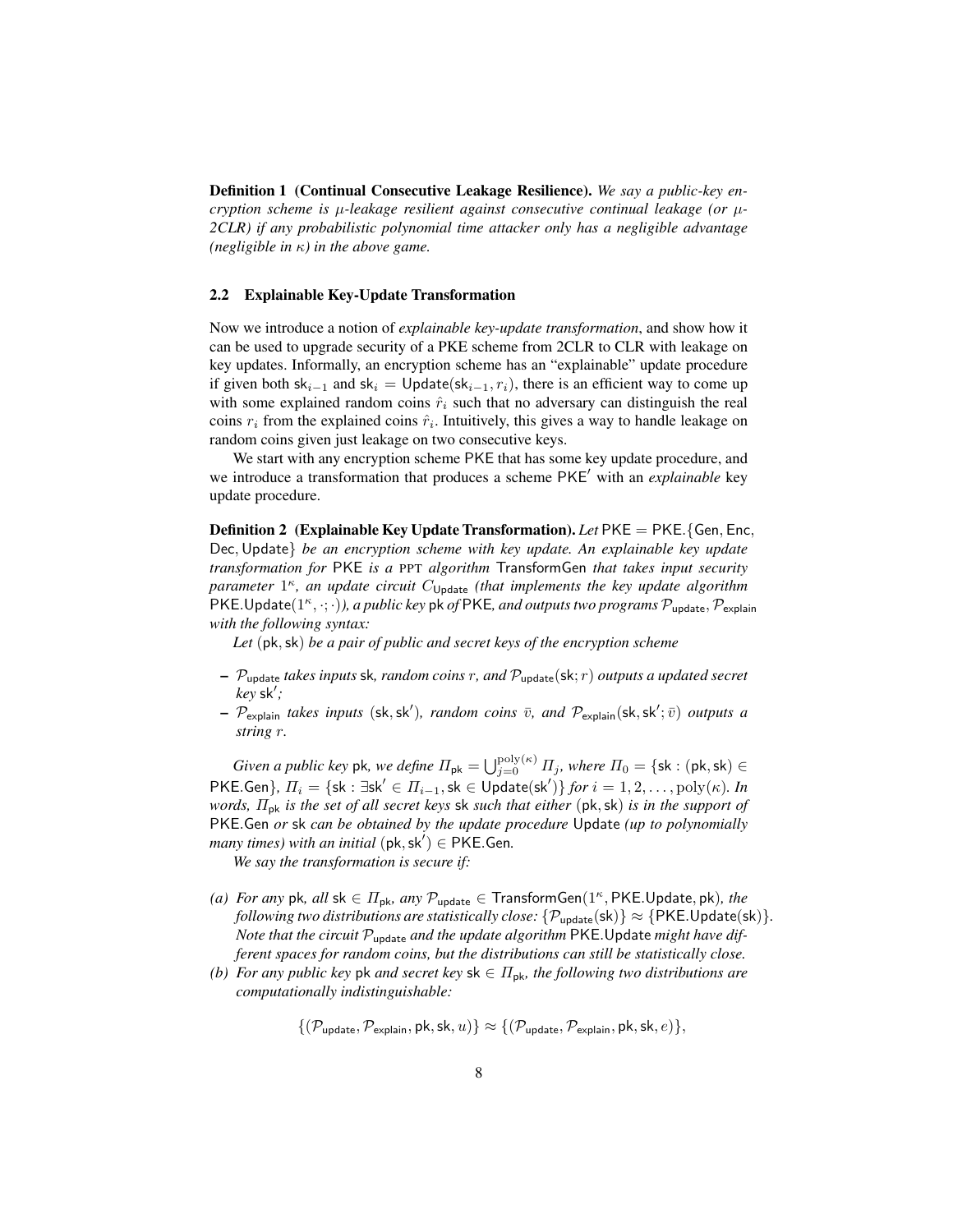**Definition 1 (Continual Consecutive Leakage Resilience).** *We say a public-key encryption scheme is $\mu$-leakage resilient against consecutive continual leakage (or $\mu$-2CLR) if any probabilistic polynomial time attacker only has a negligible advantage (negligible in $\kappa$) in the above game.*

### 2.2 Explainable Key-Update Transformation

Now we introduce a notion of *explainable key-update transformation*, and show how it can be used to upgrade security of a PKE scheme from 2CLR to CLR with leakage on key updates. Informally, an encryption scheme has an "explainable" update procedure if given both $\mathsf{sk}_{i-1}$ and $\mathsf{sk}_i = \mathsf{Update}(\mathsf{sk}_{i-1}, r_i)$, there is an efficient way to come up with some explained random coins $\hat{r}_i$ such that no adversary can distinguish the real coins $r_i$ from the explained coins $\hat{r}_i$. Intuitively, this gives a way to handle leakage on random coins given just leakage on two consecutive keys.

We start with any encryption scheme $\mathsf{PKE}$ that has some key update procedure, and we introduce a transformation that produces a scheme $\mathsf{PKE}'$ with an *explainable* key update procedure.

**Definition 2 (Explainable Key Update Transformation).** *Let $\mathsf{PKE} = \mathsf{PKE}.\{\mathsf{Gen}, \mathsf{Enc}, \mathsf{Dec}, \mathsf{Update}\}$ be an encryption scheme with key update. An explainable key update transformation for $\mathsf{PKE}$ is a PPT algorithm $\mathsf{TransformGen}$ that takes input security parameter $1^\kappa$, an update circuit $C_{\mathsf{Update}}$ (that implements the key update algorithm $\mathsf{PKE}.\mathsf{Update}(1^\kappa, \cdot; \cdot)$), a public key $\mathsf{pk}$ of $\mathsf{PKE}$, and outputs two programs $\mathcal{P}_{\mathsf{update}}, \mathcal{P}_{\mathsf{explain}}$ with the following syntax:*

*Let $(\mathsf{pk}, \mathsf{sk})$ be a pair of public and secret keys of the encryption scheme*

- *$\mathcal{P}_{\mathsf{update}}$ takes inputs $\mathsf{sk}$, random coins $r$, and $\mathcal{P}_{\mathsf{update}}(\mathsf{sk}; r)$ outputs a updated secret key $\mathsf{sk}'$;*
- *$\mathcal{P}_{\mathsf{explain}}$ takes inputs $(\mathsf{sk}, \mathsf{sk}')$, random coins $\bar{v}$, and $\mathcal{P}_{\mathsf{explain}}(\mathsf{sk}, \mathsf{sk}'; \bar{v})$ outputs a string $r$.*

*Given a public key $\mathsf{pk}$, we define $\Pi_{\mathsf{pk}} = \bigcup_{j=0}^{\mathrm{poly}(\kappa)} \Pi_j$, where $\Pi_0 = \{\mathsf{sk} : (\mathsf{pk}, \mathsf{sk}) \in \mathsf{PKE}.\mathsf{Gen}\}$, $\Pi_i = \{\mathsf{sk} : \exists \mathsf{sk}' \in \Pi_{i-1}, \mathsf{sk} \in \mathsf{Update}(\mathsf{sk}')\}$ for $i = 1, 2, \ldots, \mathrm{poly}(\kappa)$. In words, $\Pi_{\mathsf{pk}}$ is the set of all secret keys $\mathsf{sk}$ such that either $(\mathsf{pk}, \mathsf{sk})$ is in the support of $\mathsf{PKE}.\mathsf{Gen}$ or $\mathsf{sk}$ can be obtained by the update procedure $\mathsf{Update}$ (up to polynomially many times) with an initial $(\mathsf{pk}, \mathsf{sk}') \in \mathsf{PKE}.\mathsf{Gen}$.*

*We say the transformation is secure if:*

*(a) For any $\mathsf{pk}$, all $\mathsf{sk} \in \Pi_{\mathsf{pk}}$, any $\mathcal{P}_{\mathsf{update}} \in \mathsf{TransformGen}(1^\kappa, \mathsf{PKE}.\mathsf{Update}, \mathsf{pk})$, the following two distributions are statistically close: $\{\mathcal{P}_{\mathsf{update}}(\mathsf{sk})\} \approx \{\mathsf{PKE}.\mathsf{Update}(\mathsf{sk})\}$. Note that the circuit $\mathcal{P}_{\mathsf{update}}$ and the update algorithm $\mathsf{PKE}.\mathsf{Update}$ might have different spaces for random coins, but the distributions can still be statistically close.*

*(b) For any public key $\mathsf{pk}$ and secret key $\mathsf{sk} \in \Pi_{\mathsf{pk}}$, the following two distributions are computationally indistinguishable:*

$$\{(\mathcal{P}_{\mathsf{update}}, \mathcal{P}_{\mathsf{explain}}, \mathsf{pk}, \mathsf{sk}, u)\} \approx \{(\mathcal{P}_{\mathsf{update}}, \mathcal{P}_{\mathsf{explain}}, \mathsf{pk}, \mathsf{sk}, e)\},$$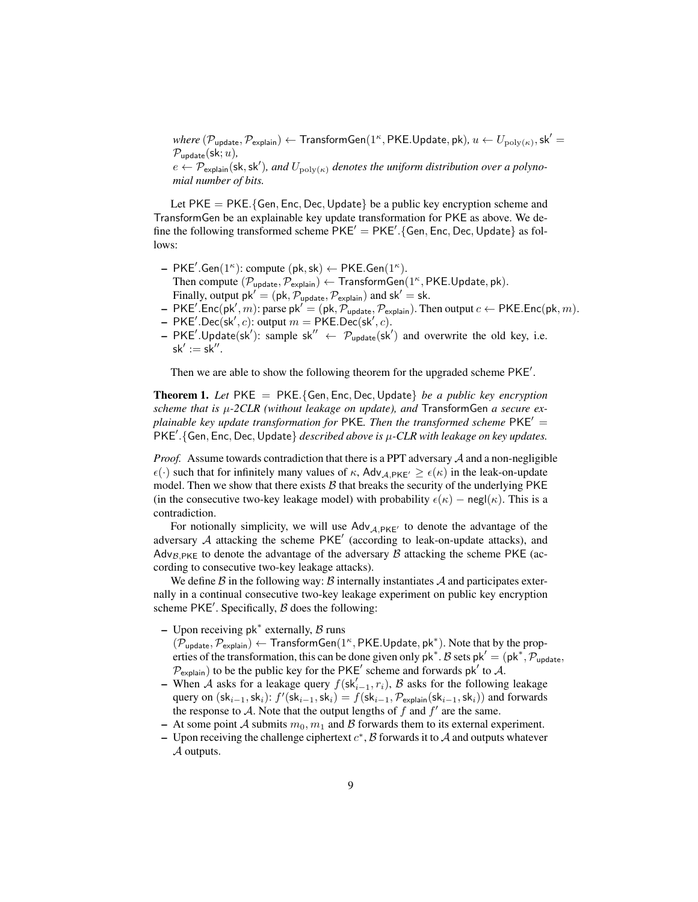*where* $(\mathcal{P}_{\mathsf{update}}, \mathcal{P}_{\mathsf{explain}}) \leftarrow \mathsf{TransformGen}(1^\kappa, \mathsf{PKE.Update}, \mathsf{pk})$*,* $u \leftarrow U_{\mathrm{poly}(\kappa)}, \mathsf{sk}' = \mathcal{P}_{\mathsf{update}}(\mathsf{sk}; u)$*,*
$e \leftarrow \mathcal{P}_{\mathsf{explain}}(\mathsf{sk}, \mathsf{sk}')$*, and* $U_{\mathrm{poly}(\kappa)}$ *denotes the uniform distribution over a polynomial number of bits.*

Let $\mathsf{PKE} = \mathsf{PKE}.\{\mathsf{Gen}, \mathsf{Enc}, \mathsf{Dec}, \mathsf{Update}\}$ be a public key encryption scheme and $\mathsf{TransformGen}$ be an explainable key update transformation for PKE as above. We define the following transformed scheme $\mathsf{PKE}' = \mathsf{PKE}'.\{\mathsf{Gen}, \mathsf{Enc}, \mathsf{Dec}, \mathsf{Update}\}$ as follows:

- $\mathsf{PKE}'.\mathsf{Gen}(1^\kappa)$: compute $(\mathsf{pk}, \mathsf{sk}) \leftarrow \mathsf{PKE}.\mathsf{Gen}(1^\kappa)$.
  Then compute $(\mathcal{P}_{\mathsf{update}}, \mathcal{P}_{\mathsf{explain}}) \leftarrow \mathsf{TransformGen}(1^\kappa, \mathsf{PKE.Update}, \mathsf{pk})$.
  Finally, output $\mathsf{pk}' = (\mathsf{pk}, \mathcal{P}_{\mathsf{update}}, \mathcal{P}_{\mathsf{explain}})$ and $\mathsf{sk}' = \mathsf{sk}$.
- $\mathsf{PKE}'.\mathsf{Enc}(\mathsf{pk}', m)$: parse $\mathsf{pk}' = (\mathsf{pk}, \mathcal{P}_{\mathsf{update}}, \mathcal{P}_{\mathsf{explain}})$. Then output $c \leftarrow \mathsf{PKE}.\mathsf{Enc}(\mathsf{pk}, m)$.
- $\mathsf{PKE}'.\mathsf{Dec}(\mathsf{sk}', c)$: output $m = \mathsf{PKE}.\mathsf{Dec}(\mathsf{sk}', c)$.
- $\mathsf{PKE}'.\mathsf{Update}(\mathsf{sk}')$: sample $\mathsf{sk}'' \leftarrow \mathcal{P}_{\mathsf{update}}(\mathsf{sk}')$ and overwrite the old key, i.e. $\mathsf{sk}' := \mathsf{sk}''$.

Then we are able to show the following theorem for the upgraded scheme $\mathsf{PKE}'$.

**Theorem 1.** *Let* $\mathsf{PKE} = \mathsf{PKE}.\{\mathsf{Gen}, \mathsf{Enc}, \mathsf{Dec}, \mathsf{Update}\}$ *be a public key encryption scheme that is* $\mu$*-2CLR (without leakage on update), and* $\mathsf{TransformGen}$ *a secure explainable key update transformation for* PKE*. Then the transformed scheme* $\mathsf{PKE}' = \mathsf{PKE}'.\{\mathsf{Gen}, \mathsf{Enc}, \mathsf{Dec}, \mathsf{Update}\}$ *described above is* $\mu$*-CLR with leakage on key updates.*

*Proof.* Assume towards contradiction that there is a PPT adversary $\mathcal{A}$ and a non-negligible $\epsilon(\cdot)$ such that for infinitely many values of $\kappa$, $\mathsf{Adv}_{\mathcal{A},\mathsf{PKE}'} \geq \epsilon(\kappa)$ in the leak-on-update model. Then we show that there exists $\mathcal{B}$ that breaks the security of the underlying PKE (in the consecutive two-key leakage model) with probability $\epsilon(\kappa) - \mathsf{negl}(\kappa)$. This is a contradiction.

For notionally simplicity, we will use $\mathsf{Adv}_{\mathcal{A},\mathsf{PKE}'}$ to denote the advantage of the adversary $\mathcal{A}$ attacking the scheme $\mathsf{PKE}'$ (according to leak-on-update attacks), and $\mathsf{Adv}_{\mathcal{B},\mathsf{PKE}}$ to denote the advantage of the adversary $\mathcal{B}$ attacking the scheme PKE (according to consecutive two-key leakage attacks).

We define $\mathcal{B}$ in the following way: $\mathcal{B}$ internally instantiates $\mathcal{A}$ and participates externally in a continual consecutive two-key leakage experiment on public key encryption scheme $\mathsf{PKE}'$. Specifically, $\mathcal{B}$ does the following:

- Upon receiving $\mathsf{pk}^*$ externally, $\mathcal{B}$ runs
  $(\mathcal{P}_{\mathsf{update}}, \mathcal{P}_{\mathsf{explain}}) \leftarrow \mathsf{TransformGen}(1^\kappa, \mathsf{PKE.Update}, \mathsf{pk}^*)$. Note that by the properties of the transformation, this can be done given only $\mathsf{pk}^*$. $\mathcal{B}$ sets $\mathsf{pk}' = (\mathsf{pk}^*, \mathcal{P}_{\mathsf{update}}, \mathcal{P}_{\mathsf{explain}})$ to be the public key for the $\mathsf{PKE}'$ scheme and forwards $\mathsf{pk}'$ to $\mathcal{A}$.
- When $\mathcal{A}$ asks for a leakage query $f(\mathsf{sk}'_{i-1}, r_i)$, $\mathcal{B}$ asks for the following leakage query on $(\mathsf{sk}_{i-1}, \mathsf{sk}_i)$: $f'(\mathsf{sk}_{i-1}, \mathsf{sk}_i) = f(\mathsf{sk}_{i-1}, \mathcal{P}_{\mathsf{explain}}(\mathsf{sk}_{i-1}, \mathsf{sk}_i))$ and forwards the response to $\mathcal{A}$. Note that the output lengths of $f$ and $f'$ are the same.
- At some point $\mathcal{A}$ submits $m_0, m_1$ and $\mathcal{B}$ forwards them to its external experiment.
- Upon receiving the challenge ciphertext $c^*$, $\mathcal{B}$ forwards it to $\mathcal{A}$ and outputs whatever $\mathcal{A}$ outputs.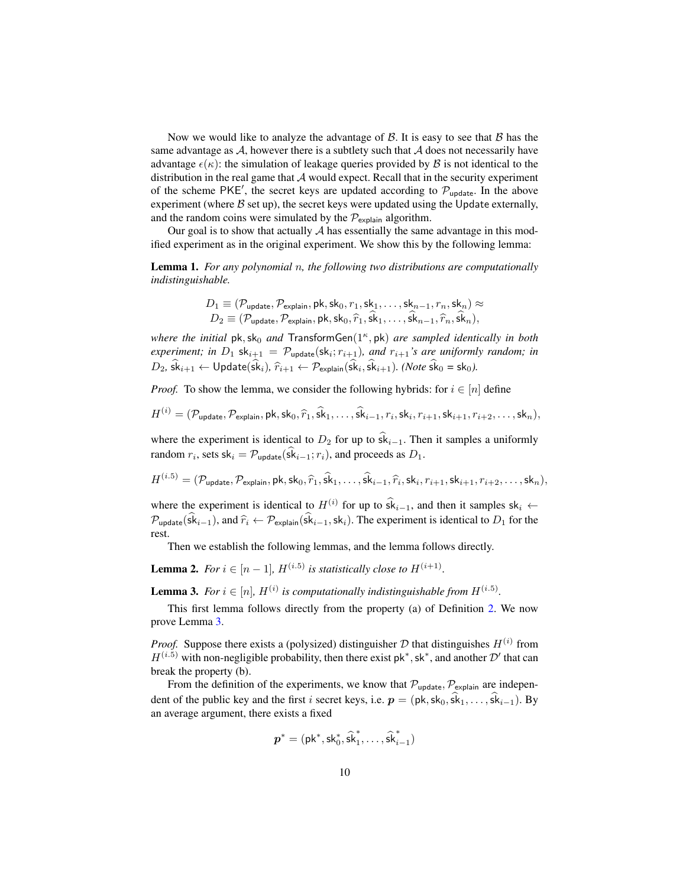Now we would like to analyze the advantage of $\mathcal{B}$. It is easy to see that $\mathcal{B}$ has the same advantage as $\mathcal{A}$, however there is a subtlety such that $\mathcal{A}$ does not necessarily have advantage $\epsilon(\kappa)$: the simulation of leakage queries provided by $\mathcal{B}$ is not identical to the distribution in the real game that $\mathcal{A}$ would expect. Recall that in the security experiment of the scheme $\mathsf{PKE}'$, the secret keys are updated according to $\mathcal{P}_{\mathsf{update}}$. In the above experiment (where $\mathcal{B}$ set up), the secret keys were updated using the $\mathsf{Update}$ externally, and the random coins were simulated by the $\mathcal{P}_{\mathsf{explain}}$ algorithm.

Our goal is to show that actually $\mathcal{A}$ has essentially the same advantage in this modified experiment as in the original experiment. We show this by the following lemma:

**Lemma 1.** *For any polynomial $n$, the following two distributions are computationally indistinguishable.*

$$D_1 \equiv (\mathcal{P}_{\mathsf{update}}, \mathcal{P}_{\mathsf{explain}}, \mathsf{pk}, \mathsf{sk}_0, r_1, \mathsf{sk}_1, \ldots, \mathsf{sk}_{n-1}, r_n, \mathsf{sk}_n) \approx$$
$$D_2 \equiv (\mathcal{P}_{\mathsf{update}}, \mathcal{P}_{\mathsf{explain}}, \mathsf{pk}, \mathsf{sk}_0, \widehat{r}_1, \widehat{\mathsf{sk}}_1, \ldots, \widehat{\mathsf{sk}}_{n-1}, \widehat{r}_n, \widehat{\mathsf{sk}}_n),$$

*where the initial* $\mathsf{pk}, \mathsf{sk}_0$ *and* $\mathsf{TransformGen}(1^\kappa, \mathsf{pk})$ *are sampled identically in both experiment; in $D_1$ $\mathsf{sk}_{i+1} = \mathcal{P}_{\mathsf{update}}(\mathsf{sk}_i; r_{i+1})$, and $r_{i+1}$'s are uniformly random; in $D_2$, $\widehat{\mathsf{sk}}_{i+1} \leftarrow \mathsf{Update}(\widehat{\mathsf{sk}}_i)$, $\widehat{r}_{i+1} \leftarrow \mathcal{P}_{\mathsf{explain}}(\widehat{\mathsf{sk}}_i, \widehat{\mathsf{sk}}_{i+1})$. (Note $\widehat{\mathsf{sk}}_0 = \mathsf{sk}_0$).*

*Proof.* To show the lemma, we consider the following hybrids: for $i \in [n]$ define

$$H^{(i)} = (\mathcal{P}_{\mathsf{update}}, \mathcal{P}_{\mathsf{explain}}, \mathsf{pk}, \mathsf{sk}_0, \widehat{r}_1, \widehat{\mathsf{sk}}_1, \ldots, \widehat{\mathsf{sk}}_{i-1}, r_i, \mathsf{sk}_i, r_{i+1}, \mathsf{sk}_{i+1}, r_{i+2}, \ldots, \mathsf{sk}_n),$$

where the experiment is identical to $D_2$ for up to $\widehat{\mathsf{sk}}_{i-1}$. Then it samples a uniformly random $r_i$, sets $\mathsf{sk}_i = \mathcal{P}_{\mathsf{update}}(\widehat{\mathsf{sk}}_{i-1}; r_i)$, and proceeds as $D_1$.

$$H^{(i.5)} = (\mathcal{P}_{\mathsf{update}}, \mathcal{P}_{\mathsf{explain}}, \mathsf{pk}, \mathsf{sk}_0, \widehat{r}_1, \widehat{\mathsf{sk}}_1, \ldots, \widehat{\mathsf{sk}}_{i-1}, \widehat{r}_i, \mathsf{sk}_i, r_{i+1}, \mathsf{sk}_{i+1}, r_{i+2}, \ldots, \mathsf{sk}_n),$$

where the experiment is identical to $H^{(i)}$ for up to $\widehat{\mathsf{sk}}_{i-1}$, and then it samples $\mathsf{sk}_i \leftarrow \mathcal{P}_{\mathsf{update}}(\widehat{\mathsf{sk}}_{i-1})$, and $\widehat{r}_i \leftarrow \mathcal{P}_{\mathsf{explain}}(\widehat{\mathsf{sk}}_{i-1}, \mathsf{sk}_i)$. The experiment is identical to $D_1$ for the rest.

Then we establish the following lemmas, and the lemma follows directly.

**Lemma 2.** *For $i \in [n-1]$, $H^{(i.5)}$ is statistically close to $H^{(i+1)}$.*

**Lemma 3.** *For $i \in [n]$, $H^{(i)}$ is computationally indistinguishable from $H^{(i.5)}$.*

This first lemma follows directly from the property (a) of Definition 2. We now prove Lemma 3.

*Proof.* Suppose there exists a (polysized) distinguisher $\mathcal{D}$ that distinguishes $H^{(i)}$ from $H^{(i.5)}$ with non-negligible probability, then there exist $\mathsf{pk}^*, \mathsf{sk}^*$, and another $\mathcal{D}'$ that can break the property (b).

From the definition of the experiments, we know that $\mathcal{P}_{\mathsf{update}}, \mathcal{P}_{\mathsf{explain}}$ are independent of the public key and the first $i$ secret keys, i.e. $\boldsymbol{p} = (\mathsf{pk}, \mathsf{sk}_0, \widehat{\mathsf{sk}}_1, \ldots, \widehat{\mathsf{sk}}_{i-1})$. By an average argument, there exists a fixed

$$\boldsymbol{p}^* = (\mathsf{pk}^*, \mathsf{sk}_0^*, \widehat{\mathsf{sk}}_1^*, \ldots, \widehat{\mathsf{sk}}_{i-1}^*)$$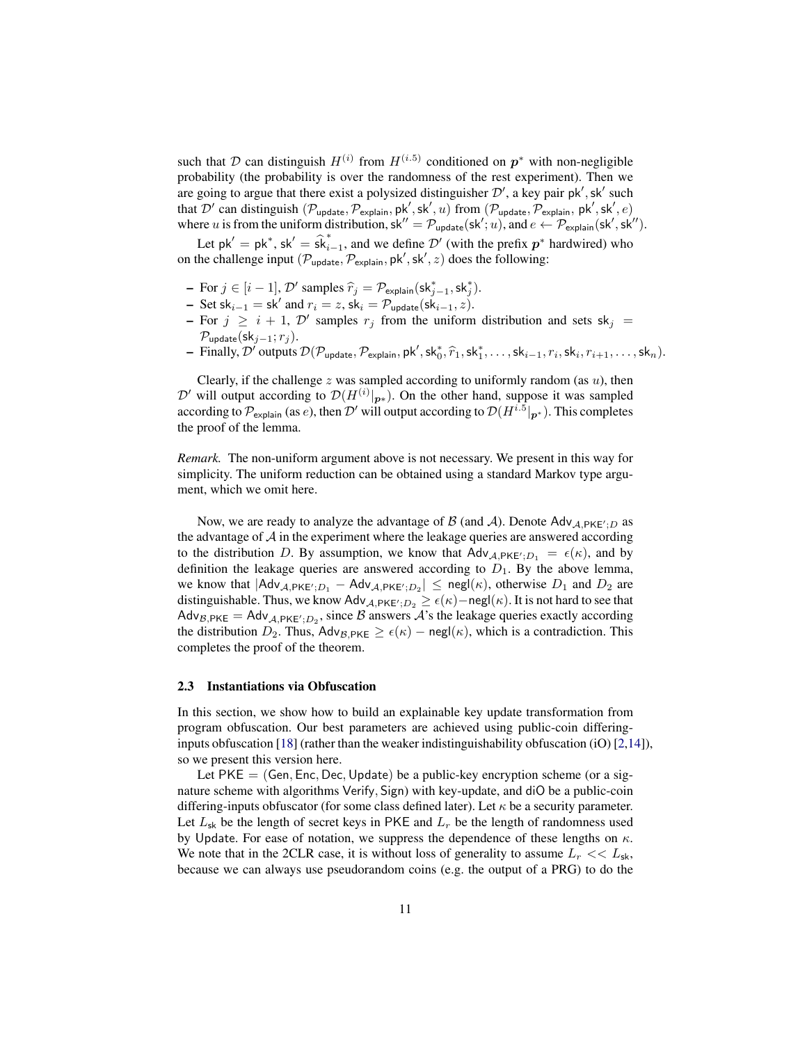such that $\mathcal{D}$ can distinguish $H^{(i)}$ from $H^{(i.5)}$ conditioned on $\boldsymbol{p}^*$ with non-negligible probability (the probability is over the randomness of the rest experiment). Then we are going to argue that there exist a polysized distinguisher $\mathcal{D}'$, a key pair $\mathsf{pk}', \mathsf{sk}'$ such that $\mathcal{D}'$ can distinguish $(\mathcal{P}_{\mathsf{update}}, \mathcal{P}_{\mathsf{explain}}, \mathsf{pk}', \mathsf{sk}', u)$ from $(\mathcal{P}_{\mathsf{update}}, \mathcal{P}_{\mathsf{explain}}, \mathsf{pk}', \mathsf{sk}', e)$ where $u$ is from the uniform distribution, $\mathsf{sk}'' = \mathcal{P}_{\mathsf{update}}(\mathsf{sk}'; u)$, and $e \leftarrow \mathcal{P}_{\mathsf{explain}}(\mathsf{sk}', \mathsf{sk}'')$.

Let $\mathsf{pk}' = \mathsf{pk}^*$, $\mathsf{sk}' = \widehat{\mathsf{sk}}^*_{i-1}$, and we define $\mathcal{D}'$ (with the prefix $\boldsymbol{p}^*$ hardwired) who on the challenge input $(\mathcal{P}_{\mathsf{update}}, \mathcal{P}_{\mathsf{explain}}, \mathsf{pk}', \mathsf{sk}', z)$ does the following:

- For $j \in [i-1]$, $\mathcal{D}'$ samples $\widehat{r}_j = \mathcal{P}_{\mathsf{explain}}(\mathsf{sk}^*_{j-1}, \mathsf{sk}^*_j)$.
- Set $\mathsf{sk}_{i-1} = \mathsf{sk}'$ and $r_i = z$, $\mathsf{sk}_i = \mathcal{P}_{\mathsf{update}}(\mathsf{sk}_{i-1}, z)$.
- For $j \geq i+1$, $\mathcal{D}'$ samples $r_j$ from the uniform distribution and sets $\mathsf{sk}_j = \mathcal{P}_{\mathsf{update}}(\mathsf{sk}_{j-1}; r_j)$.
- Finally, $\mathcal{D}'$ outputs $\mathcal{D}(\mathcal{P}_{\mathsf{update}}, \mathcal{P}_{\mathsf{explain}}, \mathsf{pk}', \mathsf{sk}^*_0, \widehat{r}_1, \mathsf{sk}^*_1, \ldots, \mathsf{sk}_{i-1}, r_i, \mathsf{sk}_i, r_{i+1}, \ldots, \mathsf{sk}_n)$.

Clearly, if the challenge $z$ was sampled according to uniformly random (as $u$), then $\mathcal{D}'$ will output according to $\mathcal{D}(H^{(i)}|_{\boldsymbol{p}*})$. On the other hand, suppose it was sampled according to $\mathcal{P}_{\mathsf{explain}}$ (as $e$), then $\mathcal{D}'$ will output according to $\mathcal{D}(H^{i.5}|_{\boldsymbol{p}^*})$. This completes the proof of the lemma.

*Remark.* The non-uniform argument above is not necessary. We present in this way for simplicity. The uniform reduction can be obtained using a standard Markov type argument, which we omit here.

Now, we are ready to analyze the advantage of $\mathcal{B}$ (and $\mathcal{A}$). Denote $\mathsf{Adv}_{\mathcal{A},\mathsf{PKE}';D}$ as the advantage of $\mathcal{A}$ in the experiment where the leakage queries are answered according to the distribution $D$. By assumption, we know that $\mathsf{Adv}_{\mathcal{A},\mathsf{PKE}';D_1} = \epsilon(\kappa)$, and by definition the leakage queries are answered according to $D_1$. By the above lemma, we know that $|\mathsf{Adv}_{\mathcal{A},\mathsf{PKE}';D_1} - \mathsf{Adv}_{\mathcal{A},\mathsf{PKE}';D_2}| \leq \mathsf{negl}(\kappa)$, otherwise $D_1$ and $D_2$ are distinguishable. Thus, we know $\mathsf{Adv}_{\mathcal{A},\mathsf{PKE}';D_2} \geq \epsilon(\kappa) - \mathsf{negl}(\kappa)$. It is not hard to see that $\mathsf{Adv}_{\mathcal{B},\mathsf{PKE}} = \mathsf{Adv}_{\mathcal{A},\mathsf{PKE}';D_2}$, since $\mathcal{B}$ answers $\mathcal{A}$'s the leakage queries exactly according the distribution $D_2$. Thus, $\mathsf{Adv}_{\mathcal{B},\mathsf{PKE}} \geq \epsilon(\kappa) - \mathsf{negl}(\kappa)$, which is a contradiction. This completes the proof of the theorem.

### 2.3 Instantiations via Obfuscation

In this section, we show how to build an explainable key update transformation from program obfuscation. Our best parameters are achieved using public-coin differing-inputs obfuscation [18] (rather than the weaker indistinguishability obfuscation (iO) [2,14]), so we present this version here.

Let $\mathsf{PKE} = (\mathsf{Gen}, \mathsf{Enc}, \mathsf{Dec}, \mathsf{Update})$ be a public-key encryption scheme (or a signature scheme with algorithms $\mathsf{Verify}, \mathsf{Sign}$) with key-update, and $\mathsf{diO}$ be a public-coin differing-inputs obfuscator (for some class defined later). Let $\kappa$ be a security parameter. Let $L_{\mathsf{sk}}$ be the length of secret keys in $\mathsf{PKE}$ and $L_r$ be the length of randomness used by $\mathsf{Update}$. For ease of notation, we suppress the dependence of these lengths on $\kappa$. We note that in the 2CLR case, it is without loss of generality to assume $L_r << L_{\mathsf{sk}}$, because we can always use pseudorandom coins (e.g. the output of a PRG) to do the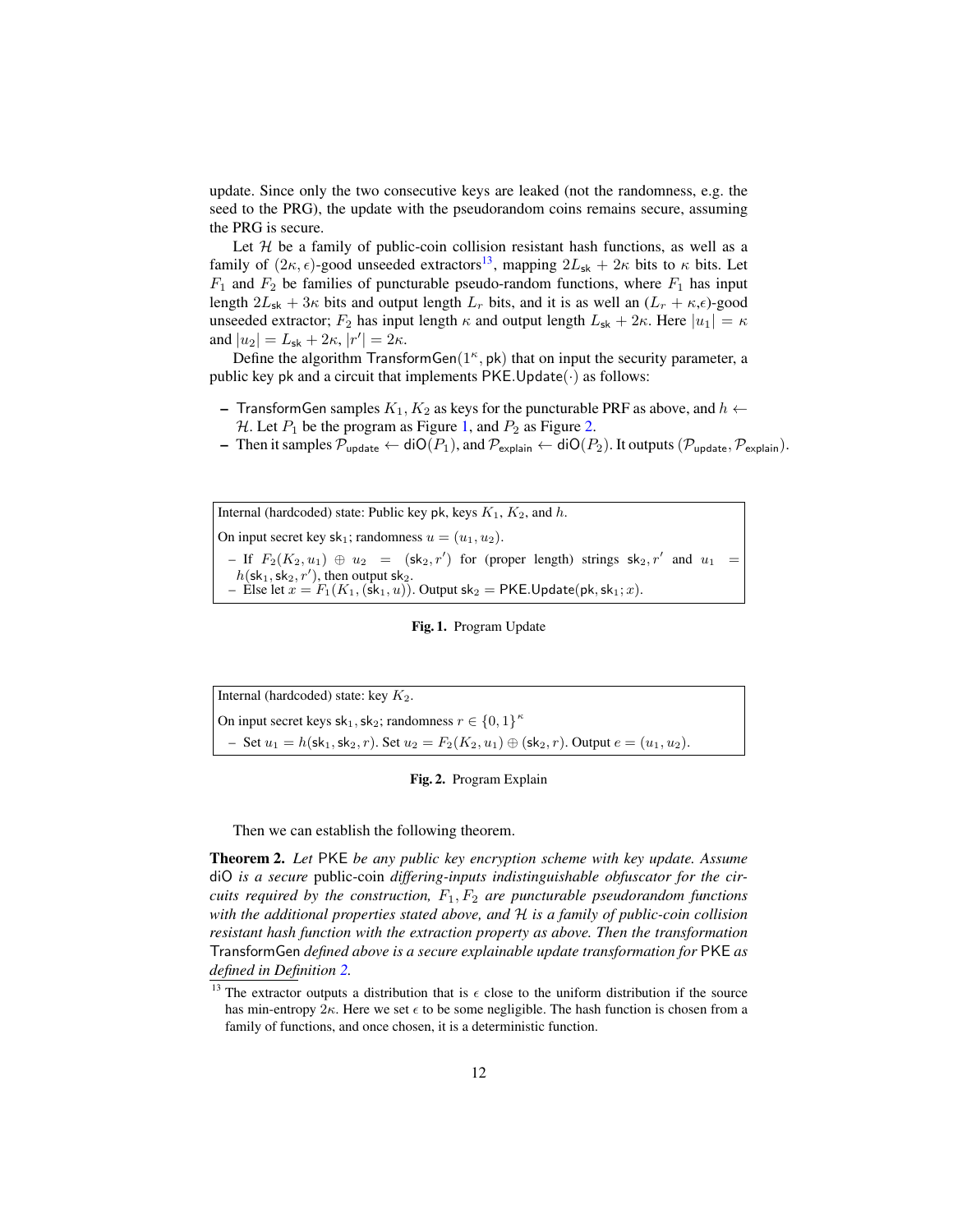update. Since only the two consecutive keys are leaked (not the randomness, e.g. the seed to the PRG), the update with the pseudorandom coins remains secure, assuming the PRG is secure.

Let $\mathcal{H}$ be a family of public-coin collision resistant hash functions, as well as a family of $(2\kappa, \epsilon)$-good unseeded extractors[13], mapping $2L_{\mathsf{sk}} + 2\kappa$ bits to $\kappa$ bits. Let $F_1$ and $F_2$ be families of puncturable pseudo-random functions, where $F_1$ has input length $2L_{\mathsf{sk}} + 3\kappa$ bits and output length $L_r$ bits, and it is as well an $(L_r + \kappa, \epsilon)$-good unseeded extractor; $F_2$ has input length $\kappa$ and output length $L_{\mathsf{sk}} + 2\kappa$. Here $|u_1| = \kappa$ and $|u_2| = L_{\mathsf{sk}} + 2\kappa$, $|r'| = 2\kappa$.

Define the algorithm $\mathsf{TransformGen}(1^\kappa, \mathsf{pk})$ that on input the security parameter, a public key $\mathsf{pk}$ and a circuit that implements $\mathsf{PKE.Update}(\cdot)$ as follows:

- $\mathsf{TransformGen}$ samples $K_1, K_2$ as keys for the puncturable PRF as above, and $h \leftarrow \mathcal{H}$. Let $P_1$ be the program as Figure 1, and $P_2$ as Figure 2.
- Then it samples $\mathcal{P}_{\mathsf{update}} \leftarrow \mathsf{diO}(P_1)$, and $\mathcal{P}_{\mathsf{explain}} \leftarrow \mathsf{diO}(P_2)$. It outputs $(\mathcal{P}_{\mathsf{update}}, \mathcal{P}_{\mathsf{explain}})$.

```
Internal (hardcoded) state: Public key pk, keys K1, K2, and h.
On input secret key sk1; randomness u = (u1, u2).
 – If F2(K2, u1) ⊕ u2 = (sk2, r') for (proper length) strings sk2, r' and u1 =
   h(sk1, sk2, r'), then output sk2.
 – Else let x = F1(K1, (sk1, u)). Output sk2 = PKE.Update(pk, sk1; x).
```

Internal (hardcoded) state: Public key $\mathsf{pk}$, keys $K_1$, $K_2$, and $h$.

On input secret key $\mathsf{sk}_1$; randomness $u = (u_1, u_2)$.

- If $F_2(K_2, u_1) \oplus u_2 = (\mathsf{sk}_2, r')$ for (proper length) strings $\mathsf{sk}_2, r'$ and $u_1 = h(\mathsf{sk}_1, \mathsf{sk}_2, r')$, then output $\mathsf{sk}_2$.
- Else let $x = F_1(K_1, (\mathsf{sk}_1, u))$. Output $\mathsf{sk}_2 = \mathsf{PKE.Update}(\mathsf{pk}, \mathsf{sk}_1; x)$.

**Fig. 1.** Program Update

Internal (hardcoded) state: key $K_2$.

On input secret keys $\mathsf{sk}_1, \mathsf{sk}_2$; randomness $r \in \{0,1\}^\kappa$

- Set $u_1 = h(\mathsf{sk}_1, \mathsf{sk}_2, r)$. Set $u_2 = F_2(K_2, u_1) \oplus (\mathsf{sk}_2, r)$. Output $e = (u_1, u_2)$.

**Fig. 2.** Program Explain

Then we can establish the following theorem.

**Theorem 2.** *Let* $\mathsf{PKE}$ *be any public key encryption scheme with key update. Assume* $\mathsf{diO}$ *is a secure* public-coin *differing-inputs indistinguishable obfuscator for the circuits required by the construction,* $F_1, F_2$ *are puncturable pseudorandom functions with the additional properties stated above, and* $\mathcal{H}$ *is a family of public-coin collision resistant hash function with the extraction property as above. Then the transformation* $\mathsf{TransformGen}$ *defined above is a secure explainable update transformation for* $\mathsf{PKE}$ *as defined in Definition 2.*

[13] The extractor outputs a distribution that is $\epsilon$ close to the uniform distribution if the source has min-entropy $2\kappa$. Here we set $\epsilon$ to be some negligible. The hash function is chosen from a family of functions, and once chosen, it is a deterministic function.

update. Since only the two consecutive keys are leaked (not the randomness, e.g. the seed to the PRG), the update with the pseudorandom coins remains secure, assuming the PRG is secure.

Let $\mathcal{H}$ be a family of public-coin collision resistant hash functions, as well as a family of $(2\kappa, \epsilon)$-good unseeded extractors[13], mapping $2L_{\mathsf{sk}} + 2\kappa$ bits to $\kappa$ bits. Let $F_1$ and $F_2$ be families of puncturable pseudo-random functions, where $F_1$ has input length $2L_{\mathsf{sk}} + 3\kappa$ bits and output length $L_r$ bits, and it is as well an $(L_r + \kappa, \epsilon)$-good unseeded extractor; $F_2$ has input length $\kappa$ and output length $L_{\mathsf{sk}} + 2\kappa$. Here $|u_1| = \kappa$ and $|u_2| = L_{\mathsf{sk}} + 2\kappa$, $|r'| = 2\kappa$.

Define the algorithm $\mathsf{TransformGen}(1^\kappa, \mathsf{pk})$ that on input the security parameter, a public key $\mathsf{pk}$ and a circuit that implements $\mathsf{PKE.Update}(\cdot)$ as follows:

- $\mathsf{TransformGen}$ samples $K_1, K_2$ as keys for the puncturable PRF as above, and $h \leftarrow \mathcal{H}$. Let $P_1$ be the program as Figure 1, and $P_2$ as Figure 2.
- Then it samples $\mathcal{P}_{\mathsf{update}} \leftarrow \mathsf{diO}(P_1)$, and $\mathcal{P}_{\mathsf{explain}} \leftarrow \mathsf{diO}(P_2)$. It outputs $(\mathcal{P}_{\mathsf{update}}, \mathcal{P}_{\mathsf{explain}})$.

Internal (hardcoded) state: Public key $\mathsf{pk}$, keys $K_1$, $K_2$, and $h$.

On input secret key $\mathsf{sk}_1$; randomness $u = (u_1, u_2)$.

- If $F_2(K_2, u_1) \oplus u_2 = (\mathsf{sk}_2, r')$ for (proper length) strings $\mathsf{sk}_2, r'$ and $u_1 = h(\mathsf{sk}_1, \mathsf{sk}_2, r')$, then output $\mathsf{sk}_2$.
- Else let $x = F_1(K_1, (\mathsf{sk}_1, u))$. Output $\mathsf{sk}_2 = \mathsf{PKE.Update}(\mathsf{pk}, \mathsf{sk}_1; x)$.

**Fig. 1.** Program Update

Internal (hardcoded) state: key $K_2$.

On input secret keys $\mathsf{sk}_1, \mathsf{sk}_2$; randomness $r \in \{0,1\}^\kappa$

- Set $u_1 = h(\mathsf{sk}_1, \mathsf{sk}_2, r)$. Set $u_2 = F_2(K_2, u_1) \oplus (\mathsf{sk}_2, r)$. Output $e = (u_1, u_2)$.

**Fig. 2.** Program Explain

Then we can establish the following theorem.

**Theorem 2.** *Let* $\mathsf{PKE}$ *be any public key encryption scheme with key update. Assume* $\mathsf{diO}$ *is a secure* public-coin *differing-inputs indistinguishable obfuscator for the circuits required by the construction,* $F_1, F_2$ *are puncturable pseudorandom functions with the additional properties stated above, and* $\mathcal{H}$ *is a family of public-coin collision resistant hash function with the extraction property as above. Then the transformation* $\mathsf{TransformGen}$ *defined above is a secure explainable update transformation for* $\mathsf{PKE}$ *as defined in Definition 2.*

[13] The extractor outputs a distribution that is $\epsilon$ close to the uniform distribution if the source has min-entropy $2\kappa$. Here we set $\epsilon$ to be some negligible. The hash function is chosen from a family of functions, and once chosen, it is a deterministic function.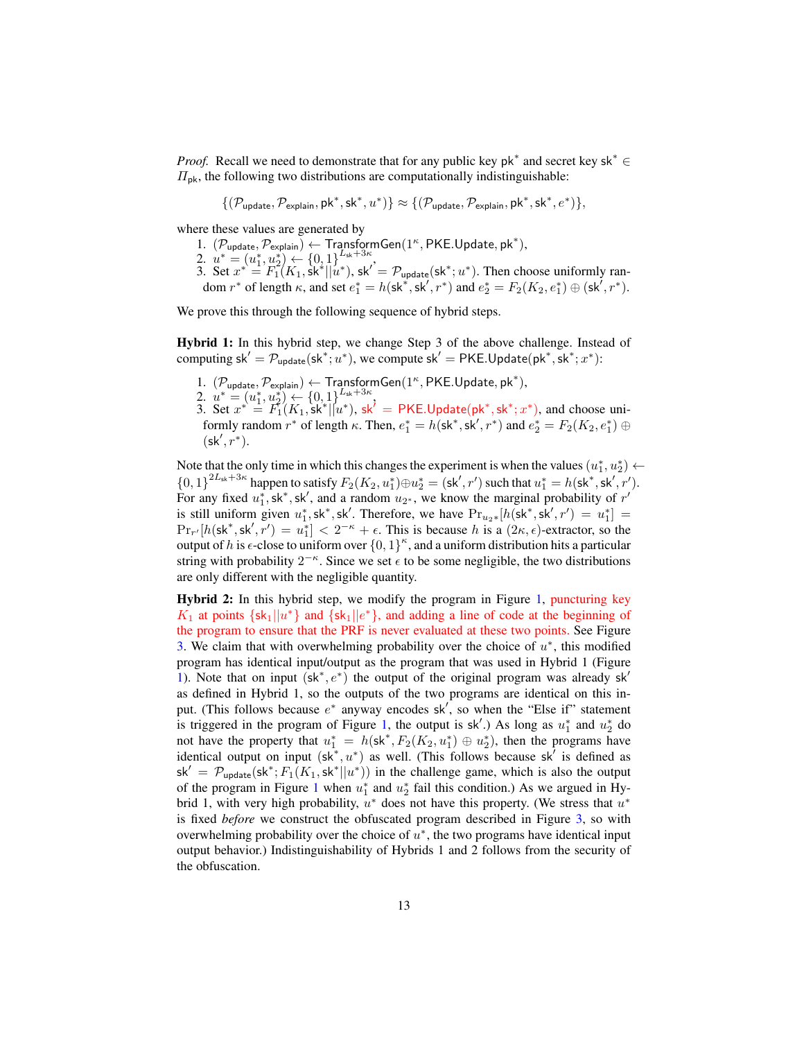*Proof.* Recall we need to demonstrate that for any public key $\mathsf{pk}^*$ and secret key $\mathsf{sk}^* \in \Pi_{\mathsf{pk}}$, the following two distributions are computationally indistinguishable:

$$\{(\mathcal{P}_{\mathsf{update}}, \mathcal{P}_{\mathsf{explain}}, \mathsf{pk}^*, \mathsf{sk}^*, u^*)\} \approx \{(\mathcal{P}_{\mathsf{update}}, \mathcal{P}_{\mathsf{explain}}, \mathsf{pk}^*, \mathsf{sk}^*, e^*)\},$$

where these values are generated by

1. $(\mathcal{P}_{\mathsf{update}}, \mathcal{P}_{\mathsf{explain}}) \leftarrow \mathsf{TransformGen}(1^\kappa, \mathsf{PKE.Update}, \mathsf{pk}^*)$,
2. $u^* = (u_1^*, u_2^*) \leftarrow \{0,1\}^{L_{\mathsf{sk}}+3\kappa}$,
3. Set $x^* = F_1(K_1, \mathsf{sk}^*||u^*)$, $\mathsf{sk}' = \mathcal{P}_{\mathsf{update}}(\mathsf{sk}^*; u^*)$. Then choose uniformly random $r^*$ of length $\kappa$, and set $e_1^* = h(\mathsf{sk}^*, \mathsf{sk}', r^*)$ and $e_2^* = F_2(K_2, e_1^*) \oplus (\mathsf{sk}', r^*)$.

We prove this through the following sequence of hybrid steps.

**Hybrid 1:** In this hybrid step, we change Step 3 of the above challenge. Instead of computing $\mathsf{sk}' = \mathcal{P}_{\mathsf{update}}(\mathsf{sk}^*; u^*)$, we compute $\mathsf{sk}' = \mathsf{PKE.Update}(\mathsf{pk}^*, \mathsf{sk}^*; x^*)$:

1. $(\mathcal{P}_{\mathsf{update}}, \mathcal{P}_{\mathsf{explain}}) \leftarrow \mathsf{TransformGen}(1^\kappa, \mathsf{PKE.Update}, \mathsf{pk}^*)$,
2. $u^* = (u_1^*, u_2^*) \leftarrow \{0,1\}^{L_{\mathsf{sk}}+3\kappa}$,
3. Set $x^* = F_1(K_1, \mathsf{sk}^*||u^*)$, $\mathsf{sk}' = \mathsf{PKE.Update}(\mathsf{pk}^*, \mathsf{sk}^*; x^*)$, and choose uniformly random $r^*$ of length $\kappa$. Then, $e_1^* = h(\mathsf{sk}^*, \mathsf{sk}', r^*)$ and $e_2^* = F_2(K_2, e_1^*) \oplus (\mathsf{sk}', r^*)$.

Note that the only time in which this changes the experiment is when the values $(u_1^*, u_2^*) \leftarrow \{0,1\}^{2L_{\mathsf{sk}}+3\kappa}$ happen to satisfy $F_2(K_2, u_1^*) \oplus u_2^* = (\mathsf{sk}', r')$ such that $u_1^* = h(\mathsf{sk}^*, \mathsf{sk}', r')$. For any fixed $u_1^*, \mathsf{sk}^*, \mathsf{sk}'$, and a random $u_{2^*}$, we know the marginal probability of $r'$ is still uniform given $u_1^*, \mathsf{sk}^*, \mathsf{sk}'$. Therefore, we have $\Pr_{u_{2^*}}[h(\mathsf{sk}^*, \mathsf{sk}', r') = u_1^*] = \Pr_{r'}[h(\mathsf{sk}^*, \mathsf{sk}', r') = u_1^*] < 2^{-\kappa} + \epsilon$. This is because $h$ is a $(2\kappa, \epsilon)$-extractor, so the output of $h$ is $\epsilon$-close to uniform over $\{0,1\}^\kappa$, and a uniform distribution hits a particular string with probability $2^{-\kappa}$. Since we set $\epsilon$ to be some negligible, the two distributions are only different with the negligible quantity.

**Hybrid 2:** In this hybrid step, we modify the program in Figure 1, puncturing key $K_1$ at points $\{\mathsf{sk}_1||u^*\}$ and $\{\mathsf{sk}_1||e^*\}$, and adding a line of code at the beginning of the program to ensure that the PRF is never evaluated at these two points. See Figure 3. We claim that with overwhelming probability over the choice of $u^*$, this modified program has identical input/output as the program that was used in Hybrid 1 (Figure 1). Note that on input $(\mathsf{sk}^*, e^*)$ the output of the original program was already $\mathsf{sk}'$ as defined in Hybrid 1, so the outputs of the two programs are identical on this input. (This follows because $e^*$ anyway encodes $\mathsf{sk}'$, so when the "Else if" statement is triggered in the program of Figure 1, the output is $\mathsf{sk}'$.) As long as $u_1^*$ and $u_2^*$ do not have the property that $u_1^* = h(\mathsf{sk}^*, F_2(K_2, u_1^*) \oplus u_2^*)$, then the programs have identical output on input $(\mathsf{sk}^*, u^*)$ as well. (This follows because $\mathsf{sk}'$ is defined as $\mathsf{sk}' = \mathcal{P}_{\mathsf{update}}(\mathsf{sk}^*; F_1(K_1, \mathsf{sk}^*||u^*))$ in the challenge game, which is also the output of the program in Figure 1 when $u_1^*$ and $u_2^*$ fail this condition.) As we argued in Hybrid 1, with very high probability, $u^*$ does not have this property. (We stress that $u^*$ is fixed *before* we construct the obfuscated program described in Figure 3, so with overwhelming probability over the choice of $u^*$, the two programs have identical input output behavior.) Indistinguishability of Hybrids 1 and 2 follows from the security of the obfuscation.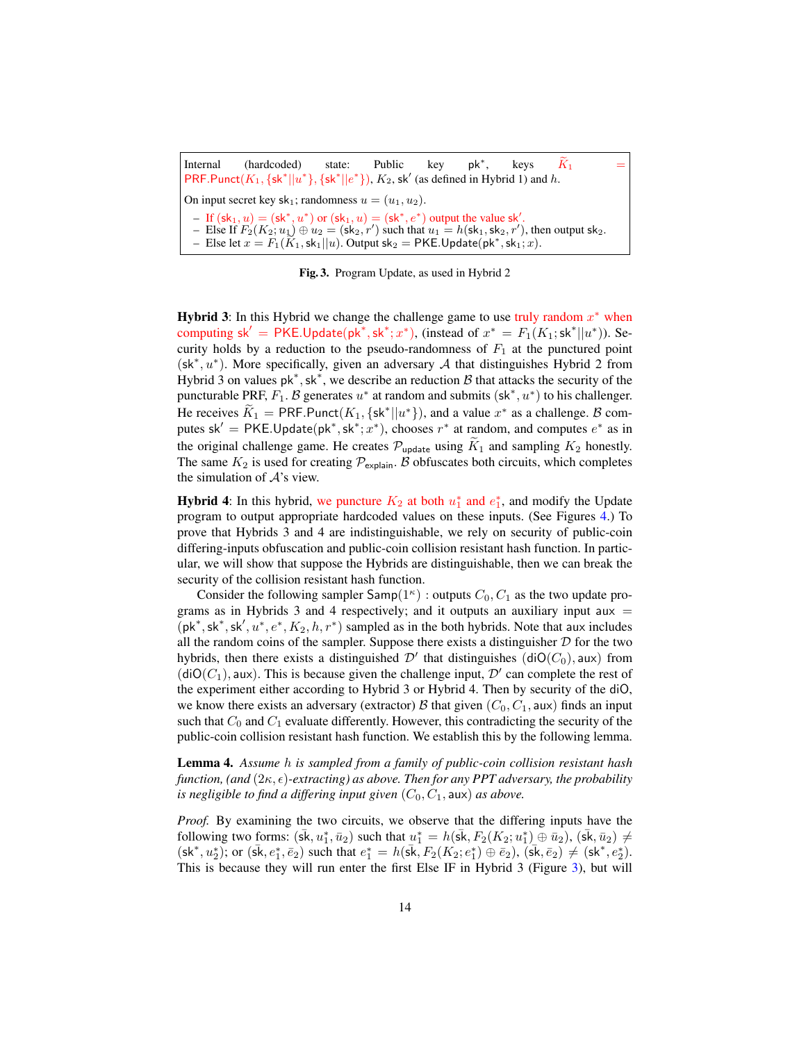Internal (hardcoded) state: Public key $\mathsf{pk}^*$, keys $\widetilde{K}_1 = \mathsf{PRF.Punct}(K_1, \{\mathsf{sk}^*||u^*\}, \{\mathsf{sk}^*||e^*\})$, $K_2$, $\mathsf{sk}'$ (as defined in Hybrid 1) and $h$.

On input secret key $\mathsf{sk}_1$; randomness $u = (u_1, u_2)$.

- If $(\mathsf{sk}_1, u) = (\mathsf{sk}^*, u^*)$ or $(\mathsf{sk}_1, u) = (\mathsf{sk}^*, e^*)$ output the value $\mathsf{sk}'$.
- Else If $F_2(K_2; u_1) \oplus u_2 = (\mathsf{sk}_2, r')$ such that $u_1 = h(\mathsf{sk}_1, \mathsf{sk}_2, r')$, then output $\mathsf{sk}_2$.
- Else let $x = F_1(\widetilde{K}_1, \mathsf{sk}_1||u)$. Output $\mathsf{sk}_2 = \mathsf{PKE.Update}(\mathsf{pk}^*, \mathsf{sk}_1; x)$.

**Fig. 3.** Program Update, as used in Hybrid 2

**Hybrid 3**: In this Hybrid we change the challenge game to use truly random $x^*$ when computing $\mathsf{sk}' = \mathsf{PKE.Update}(\mathsf{pk}^*, \mathsf{sk}^*; x^*)$, (instead of $x^* = F_1(K_1; \mathsf{sk}^*||u^*)$). Security holds by a reduction to the pseudo-randomness of $F_1$ at the punctured point $(\mathsf{sk}^*, u^*)$. More specifically, given an adversary $\mathcal{A}$ that distinguishes Hybrid 2 from Hybrid 3 on values $\mathsf{pk}^*, \mathsf{sk}^*$, we describe an reduction $\mathcal{B}$ that attacks the security of the puncturable PRF, $F_1$. $\mathcal{B}$ generates $u^*$ at random and submits $(\mathsf{sk}^*, u^*)$ to his challenger. He receives $\widetilde{K}_1 = \mathsf{PRF.Punct}(K_1, \{\mathsf{sk}^*||u^*\})$, and a value $x^*$ as a challenge. $\mathcal{B}$ computes $\mathsf{sk}' = \mathsf{PKE.Update}(\mathsf{pk}^*, \mathsf{sk}^*; x^*)$, chooses $r^*$ at random, and computes $e^*$ as in the original challenge game. He creates $\mathcal{P}_{\mathsf{update}}$ using $\widetilde{K}_1$ and sampling $K_2$ honestly. The same $K_2$ is used for creating $\mathcal{P}_{\mathsf{explain}}$. $\mathcal{B}$ obfuscates both circuits, which completes the simulation of $\mathcal{A}$'s view.

**Hybrid 4**: In this hybrid, we puncture $K_2$ at both $u_1^*$ and $e_1^*$, and modify the Update program to output appropriate hardcoded values on these inputs. (See Figures 4.) To prove that Hybrids 3 and 4 are indistinguishable, we rely on security of public-coin differing-inputs obfuscation and public-coin collision resistant hash function. In particular, we will show that suppose the Hybrids are distinguishable, then we can break the security of the collision resistant hash function.

Consider the following sampler $\mathsf{Samp}(1^\kappa)$ : outputs $C_0, C_1$ as the two update programs as in Hybrids 3 and 4 respectively; and it outputs an auxiliary input $\mathsf{aux} = (\mathsf{pk}^*, \mathsf{sk}^*, \mathsf{sk}', u^*, e^*, K_2, h, r^*)$ sampled as in the both hybrids. Note that aux includes all the random coins of the sampler. Suppose there exists a distinguisher $\mathcal{D}$ for the two hybrids, then there exists a distinguished $\mathcal{D}'$ that distinguishes $(\mathsf{diO}(C_0), \mathsf{aux})$ from $(\mathsf{diO}(C_1), \mathsf{aux})$. This is because given the challenge input, $\mathcal{D}'$ can complete the rest of the experiment either according to Hybrid 3 or Hybrid 4. Then by security of the diO, we know there exists an adversary (extractor) $\mathcal{B}$ that given $(C_0, C_1, \mathsf{aux})$ finds an input such that $C_0$ and $C_1$ evaluate differently. However, this contradicting the security of the public-coin collision resistant hash function. We establish this by the following lemma.

**Lemma 4.** *Assume $h$ is sampled from a family of public-coin collision resistant hash function, (and $(2\kappa, \epsilon)$-extracting) as above. Then for any PPT adversary, the probability is negligible to find a differing input given $(C_0, C_1, \mathsf{aux})$ as above.*

*Proof.* By examining the two circuits, we observe that the differing inputs have the following two forms: $(\bar{\mathsf{sk}}, u_1^*, \bar{u}_2)$ such that $u_1^* = h(\bar{\mathsf{sk}}, F_2(K_2; u_1^*) \oplus \bar{u}_2)$, $(\bar{\mathsf{sk}}, \bar{u}_2) \neq (\mathsf{sk}^*, u_2^*)$; or $(\bar{\mathsf{sk}}, e_1^*, \bar{e}_2)$ such that $e_1^* = h(\bar{\mathsf{sk}}, F_2(K_2; e_1^*) \oplus \bar{e}_2)$, $(\bar{\mathsf{sk}}, \bar{e}_2) \neq (\mathsf{sk}^*, e_2^*)$. This is because they will run enter the first Else IF in Hybrid 3 (Figure 3), but will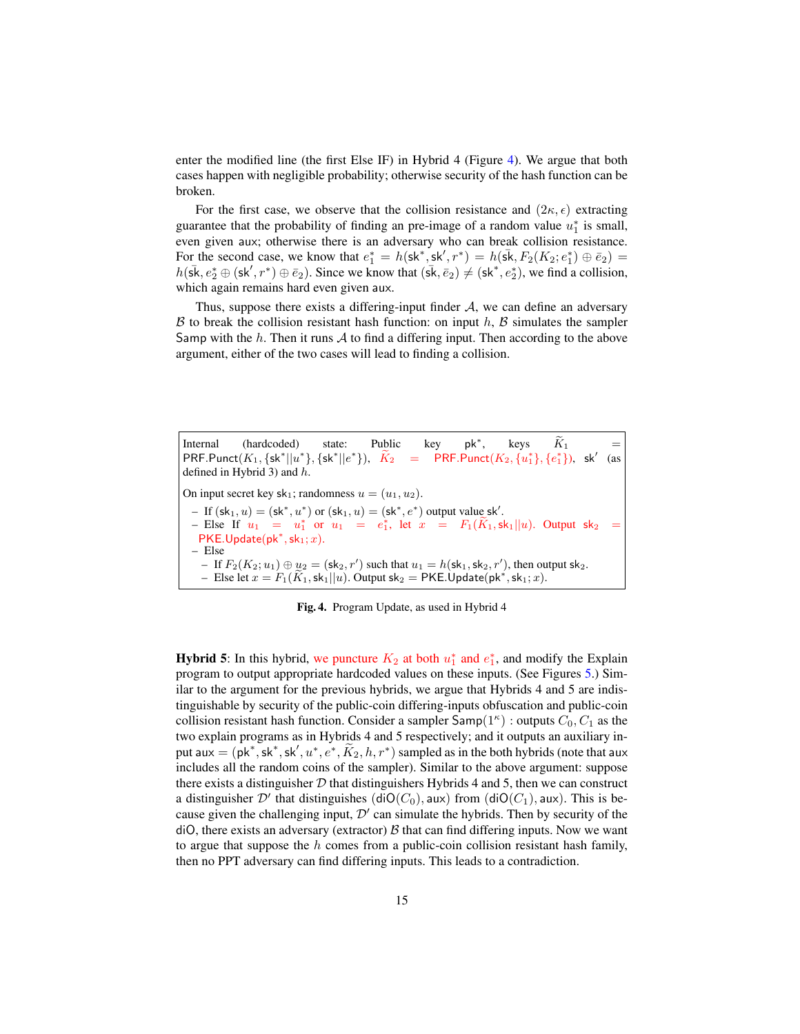enter the modified line (the first Else IF) in Hybrid 4 (Figure 4). We argue that both cases happen with negligible probability; otherwise security of the hash function can be broken.

For the first case, we observe that the collision resistance and $(2\kappa, \epsilon)$ extracting guarantee that the probability of finding an pre-image of a random value $u_1^*$ is small, even given aux; otherwise there is an adversary who can break collision resistance. For the second case, we know that $e_1^* = h(\mathsf{sk}^*, \mathsf{sk}', r^*) = h(\bar{\mathsf{sk}}, F_2(K_2; e_1^*) \oplus \bar{e}_2) = h(\bar{\mathsf{sk}}, e_2^* \oplus (\mathsf{sk}', r^*) \oplus \bar{e}_2)$. Since we know that $(\bar{\mathsf{sk}}, \bar{e}_2) \neq (\mathsf{sk}^*, e_2^*)$, we find a collision, which again remains hard even given aux.

Thus, suppose there exists a differing-input finder $\mathcal{A}$, we can define an adversary $\mathcal{B}$ to break the collision resistant hash function: on input $h$, $\mathcal{B}$ simulates the sampler Samp with the $h$. Then it runs $\mathcal{A}$ to find a differing input. Then according to the above argument, either of the two cases will lead to finding a collision.

---

Internal (hardcoded) state: Public key $\mathsf{pk}^*$, keys $\widetilde{K}_1 = \mathsf{PRF.Punct}(K_1, \{\mathsf{sk}^*||u^*\}, \{\mathsf{sk}^*||e^*\})$, $\widetilde{K}_2 = \mathsf{PRF.Punct}(K_2, \{u_1^*\}, \{e_1^*\})$, $\mathsf{sk}'$ (as defined in Hybrid 3) and $h$.

On input secret key $\mathsf{sk}_1$; randomness $u = (u_1, u_2)$.

- If $(\mathsf{sk}_1, u) = (\mathsf{sk}^*, u^*)$ or $(\mathsf{sk}_1, u) = (\mathsf{sk}^*, e^*)$ output value $\mathsf{sk}'$.
- Else If $u_1 = u_1^*$ or $u_1 = e_1^*$, let $x = F_1(\widetilde{K}_1, \mathsf{sk}_1||u)$. Output $\mathsf{sk}_2 = \mathsf{PKE.Update}(\mathsf{pk}^*, \mathsf{sk}_1; x)$.
- Else
  - If $F_2(K_2; u_1) \oplus u_2 = (\mathsf{sk}_2, r')$ such that $u_1 = h(\mathsf{sk}_1, \mathsf{sk}_2, r')$, then output $\mathsf{sk}_2$.
  - Else let $x = F_1(\widetilde{K}_1, \mathsf{sk}_1||u)$. Output $\mathsf{sk}_2 = \mathsf{PKE.Update}(\mathsf{pk}^*, \mathsf{sk}_1; x)$.

**Fig. 4.** Program Update, as used in Hybrid 4

---

**Hybrid 5**: In this hybrid, we puncture $K_2$ at both $u_1^*$ and $e_1^*$, and modify the Explain program to output appropriate hardcoded values on these inputs. (See Figures 5.) Similar to the argument for the previous hybrids, we argue that Hybrids 4 and 5 are indistinguishable by security of the public-coin differing-inputs obfuscation and public-coin collision resistant hash function. Consider a sampler $\mathsf{Samp}(1^\kappa)$ : outputs $C_0, C_1$ as the two explain programs as in Hybrids 4 and 5 respectively; and it outputs an auxiliary input $\mathsf{aux} = (\mathsf{pk}^*, \mathsf{sk}^*, \mathsf{sk}', u^*, e^*, \widetilde{K}_2, h, r^*)$ sampled as in the both hybrids (note that aux includes all the random coins of the sampler). Similar to the above argument: suppose there exists a distinguisher $\mathcal{D}$ that distinguishers Hybrids 4 and 5, then we can construct a distinguisher $\mathcal{D}'$ that distinguishes $(\mathsf{diO}(C_0), \mathsf{aux})$ from $(\mathsf{diO}(C_1), \mathsf{aux})$. This is because given the challenging input, $\mathcal{D}'$ can simulate the hybrids. Then by security of the diO, there exists an adversary (extractor) $\mathcal{B}$ that can find differing inputs. Now we want to argue that suppose the $h$ comes from a public-coin collision resistant hash family, then no PPT adversary can find differing inputs. This leads to a contradiction.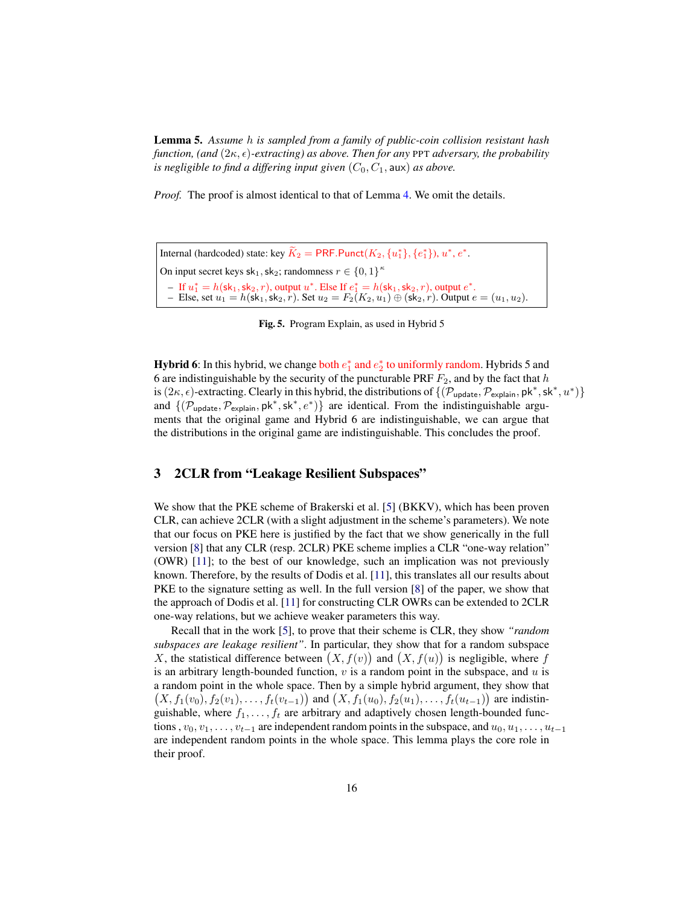**Lemma 5.** *Assume $h$ is sampled from a family of public-coin collision resistant hash function, (and $(2\kappa, \epsilon)$-extracting) as above. Then for any* PPT *adversary, the probability is negligible to find a differing input given $(C_0, C_1, \mathsf{aux})$ as above.*

*Proof.* The proof is almost identical to that of Lemma 4. We omit the details.

```
Internal (hardcoded) state: key K̃_2 = PRF.Punct(K_2, {u_1*}, {e_1*}), u*, e*.

On input secret keys sk_1, sk_2; randomness r ∈ {0,1}^κ

 – If u_1* = h(sk_1, sk_2, r), output u*. Else If e_1* = h(sk_1, sk_2, r), output e*.
 – Else, set u_1 = h(sk_1, sk_2, r). Set u_2 = F_2(K_2, u_1) ⊕ (sk_2, r). Output e = (u_1, u_2).
```

**Fig. 5.** Program Explain, as used in Hybrid 5

**Hybrid 6**: In this hybrid, we change both $e_1^*$ and $e_2^*$ to uniformly random. Hybrids 5 and 6 are indistinguishable by the security of the puncturable PRF $F_2$, and by the fact that $h$ is $(2\kappa, \epsilon)$-extracting. Clearly in this hybrid, the distributions of $\{(\mathcal{P}_{\mathsf{update}}, \mathcal{P}_{\mathsf{explain}}, \mathsf{pk}^*, \mathsf{sk}^*, u^*)\}$ and $\{(\mathcal{P}_{\mathsf{update}}, \mathcal{P}_{\mathsf{explain}}, \mathsf{pk}^*, \mathsf{sk}^*, e^*)\}$ are identical. From the indistinguishable arguments that the original game and Hybrid 6 are indistinguishable, we can argue that the distributions in the original game are indistinguishable. This concludes the proof.

## 3 2CLR from "Leakage Resilient Subspaces"

We show that the PKE scheme of Brakerski et al. [5] (BKKV), which has been proven CLR, can achieve 2CLR (with a slight adjustment in the scheme's parameters). We note that our focus on PKE here is justified by the fact that we show generically in the full version [8] that any CLR (resp. 2CLR) PKE scheme implies a CLR "one-way relation" (OWR) [11]; to the best of our knowledge, such an implication was not previously known. Therefore, by the results of Dodis et al. [11], this translates all our results about PKE to the signature setting as well. In the full version [8] of the paper, we show that the approach of Dodis et al. [11] for constructing CLR OWRs can be extended to 2CLR one-way relations, but we achieve weaker parameters this way.

Recall that in the work [5], to prove that their scheme is CLR, they show *"random subspaces are leakage resilient"*. In particular, they show that for a random subspace $X$, the statistical difference between $\big(X, f(v)\big)$ and $\big(X, f(u)\big)$ is negligible, where $f$ is an arbitrary length-bounded function, $v$ is a random point in the subspace, and $u$ is a random point in the whole space. Then by a simple hybrid argument, they show that $\big(X, f_1(v_0), f_2(v_1), \ldots, f_t(v_{t-1})\big)$ and $\big(X, f_1(u_0), f_2(u_1), \ldots, f_t(u_{t-1})\big)$ are indistinguishable, where $f_1, \ldots, f_t$ are arbitrary and adaptively chosen length-bounded functions , $v_0, v_1, \ldots, v_{t-1}$ are independent random points in the subspace, and $u_0, u_1, \ldots, u_{t-1}$ are independent random points in the whole space. This lemma plays the core role in their proof.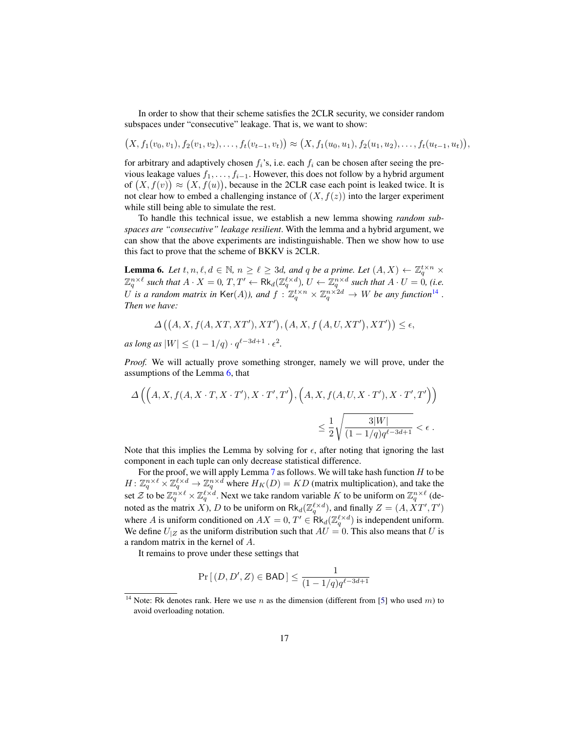In order to show that their scheme satisfies the 2CLR security, we consider random subspaces under "consecutive" leakage. That is, we want to show:

$$\big(X, f_1(v_0, v_1), f_2(v_1, v_2), \ldots, f_t(v_{t-1}, v_t)\big) \approx \big(X, f_1(u_0, u_1), f_2(u_1, u_2), \ldots, f_t(u_{t-1}, u_t)\big),$$

for arbitrary and adaptively chosen $f_i$'s, i.e. each $f_i$ can be chosen after seeing the previous leakage values $f_1, \ldots, f_{i-1}$. However, this does not follow by a hybrid argument of $\big(X, f(v)\big) \approx \big(X, f(u)\big)$, because in the 2CLR case each point is leaked twice. It is not clear how to embed a challenging instance of $(X, f(z))$ into the larger experiment while still being able to simulate the rest.

To handle this technical issue, we establish a new lemma showing *random subspaces are "consecutive" leakage resilient*. With the lemma and a hybrid argument, we can show that the above experiments are indistinguishable. Then we show how to use this fact to prove that the scheme of BKKV is 2CLR.

**Lemma 6.** *Let $t, n, \ell, d \in \mathbb{N}$, $n \geq \ell \geq 3d$, and $q$ be a prime. Let $(A, X) \leftarrow \mathbb{Z}_q^{t\times n} \times \mathbb{Z}_q^{n\times \ell}$ such that $A \cdot X = 0$, $T, T' \leftarrow \mathsf{Rk}_d(\mathbb{Z}_q^{\ell\times d})$, $U \leftarrow \mathbb{Z}_q^{n\times d}$ such that $A \cdot U = 0$, (i.e. $U$ is a random matrix in $\mathsf{Ker}(A)$), and $f : \mathbb{Z}_q^{t\times n} \times \mathbb{Z}_q^{n\times 2d} \rightarrow W$ be any function*[14]*. Then we have:*

$$\Delta\left(\left(A, X, f(A, XT, XT'), XT'\right), \left(A, X, f\left(A, U, XT'\right), XT'\right)\right) \leq \epsilon,$$

*as long as $|W| \leq (1 - 1/q) \cdot q^{\ell-3d+1} \cdot \epsilon^2$.*

*Proof.* We will actually prove something stronger, namely we will prove, under the assumptions of the Lemma 6, that

$$\Delta\Big(\Big(A, X, f(A, X \cdot T, X \cdot T'), X \cdot T', T'\Big), \Big(A, X, f(A, U, X \cdot T'), X \cdot T', T'\Big)\Big)$$
$$\leq \frac{1}{2}\sqrt{\frac{3|W|}{(1 - 1/q)q^{\ell-3d+1}}} < \epsilon\ .$$

Note that this implies the Lemma by solving for $\epsilon$, after noting that ignoring the last component in each tuple can only decrease statistical difference.

For the proof, we will apply Lemma 7 as follows. We will take hash function $H$ to be $H : \mathbb{Z}_q^{n\times \ell} \times \mathbb{Z}_q^{\ell\times d} \rightarrow \mathbb{Z}_q^{n\times d}$ where $H_K(D) = KD$ (matrix multiplication), and take the set $\mathcal{Z}$ to be $\mathbb{Z}_q^{n\times \ell} \times \mathbb{Z}_q^{\ell\times d}$. Next we take random variable $K$ to be uniform on $\mathbb{Z}_q^{n\times \ell}$ (denoted as the matrix $X$), $D$ to be uniform on $\mathsf{Rk}_d(\mathbb{Z}_q^{\ell\times d})$, and finally $Z = (A, XT', T')$ where $A$ is uniform conditioned on $AX = 0$, $T' \in \mathsf{Rk}_d(\mathbb{Z}_q^{\ell\times d})$ is independent uniform. We define $U_{|Z}$ as the uniform distribution such that $AU = 0$. This also means that $U$ is a random matrix in the kernel of $A$.

It remains to prove under these settings that

$$\Pr\left[\,(D, D', Z) \in \mathsf{BAD}\,\right] \leq \frac{1}{(1 - 1/q)q^{\ell-3d+1}}$$

[14] Note: $\mathsf{Rk}$ denotes rank. Here we use $n$ as the dimension (different from [5] who used $m$) to avoid overloading notation.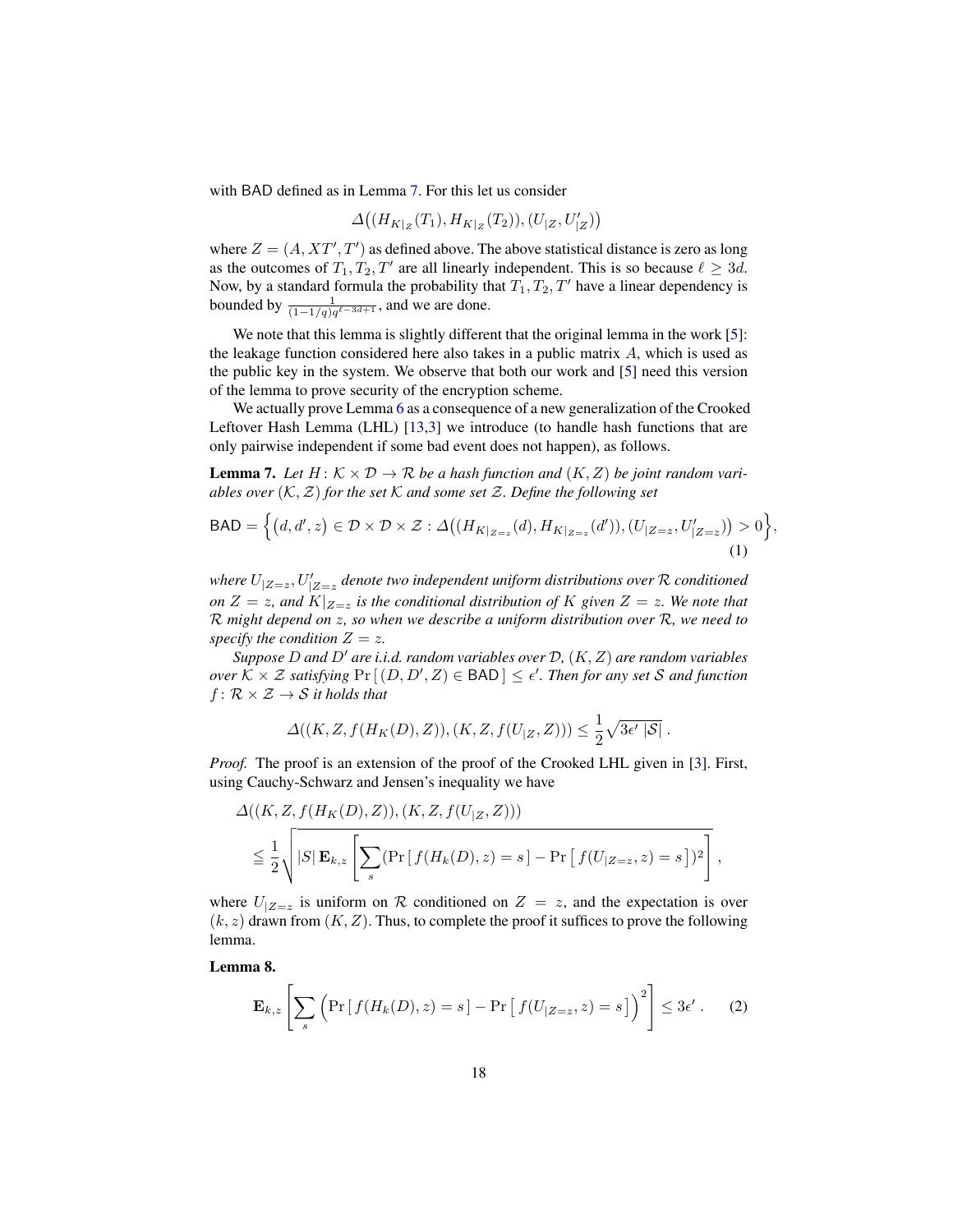with BAD defined as in Lemma 7. For this let us consider

$$\Delta\big((H_{K|z}(T_1), H_{K|z}(T_2)), (U_{|Z}, U'_{|Z})\big)$$

where $Z = (A, XT', T')$ as defined above. The above statistical distance is zero as long as the outcomes of $T_1, T_2, T'$ are all linearly independent. This is so because $\ell \geq 3d$. Now, by a standard formula the probability that $T_1, T_2, T'$ have a linear dependency is bounded by $\frac{1}{(1-1/q)q^{\ell-3d+1}}$, and we are done.

We note that this lemma is slightly different that the original lemma in the work [5]: the leakage function considered here also takes in a public matrix $A$, which is used as the public key in the system. We observe that both our work and [5] need this version of the lemma to prove security of the encryption scheme.

We actually prove Lemma 6 as a consequence of a new generalization of the Crooked Leftover Hash Lemma (LHL) [13,3] we introduce (to handle hash functions that are only pairwise independent if some bad event does not happen), as follows.

**Lemma 7.** *Let $H: \mathcal{K} \times \mathcal{D} \to \mathcal{R}$ be a hash function and $(K, Z)$ be joint random variables over $(\mathcal{K}, \mathcal{Z})$ for the set $\mathcal{K}$ and some set $\mathcal{Z}$. Define the following set*

$$\mathsf{BAD} = \Big\{(d, d', z) \in \mathcal{D} \times \mathcal{D} \times \mathcal{Z} : \Delta\big((H_{K|_{Z=z}}(d), H_{K|_{Z=z}}(d')), (U_{|Z=z}, U'_{|Z=z})\big) > 0\Big\}, \tag{1}$$

*where $U_{|Z=z}, U'_{|Z=z}$ denote two independent uniform distributions over $\mathcal{R}$ conditioned on $Z = z$, and $K|_{Z=z}$ is the conditional distribution of $K$ given $Z = z$. We note that $\mathcal{R}$ might depend on $z$, so when we describe a uniform distribution over $\mathcal{R}$, we need to specify the condition $Z = z$.*

*Suppose $D$ and $D'$ are i.i.d. random variables over $\mathcal{D}$, $(K, Z)$ are random variables over $\mathcal{K} \times \mathcal{Z}$ satisfying $\Pr[(D, D', Z) \in \mathsf{BAD}] \leq \epsilon'$. Then for any set $\mathcal{S}$ and function $f: \mathcal{R} \times \mathcal{Z} \to \mathcal{S}$ it holds that*

$$\Delta((K, Z, f(H_K(D), Z)), (K, Z, f(U_{|Z}, Z))) \leq \frac{1}{2}\sqrt{3\epsilon' \, |\mathcal{S}|}\,.$$

*Proof.* The proof is an extension of the proof of the Crooked LHL given in [3]. First, using Cauchy-Schwarz and Jensen's inequality we have

$$\Delta((K, Z, f(H_K(D), Z)), (K, Z, f(U_{|Z}, Z)))$$
$$\leqq \frac{1}{2}\sqrt{|S| \, \mathbf{E}_{k,z}\left[\sum_s (\Pr[f(H_k(D), z) = s] - \Pr[f(U_{|Z=z}, z) = s])^2\right]}\,,$$

where $U_{|Z=z}$ is uniform on $\mathcal{R}$ conditioned on $Z = z$, and the expectation is over $(k, z)$ drawn from $(K, Z)$. Thus, to complete the proof it suffices to prove the following lemma.

**Lemma 8.**

$$\mathbf{E}_{k,z}\left[\sum_s \Big(\Pr[f(H_k(D), z) = s] - \Pr[f(U_{|Z=z}, z) = s]\Big)^2\right] \leq 3\epsilon'\,. \tag{2}$$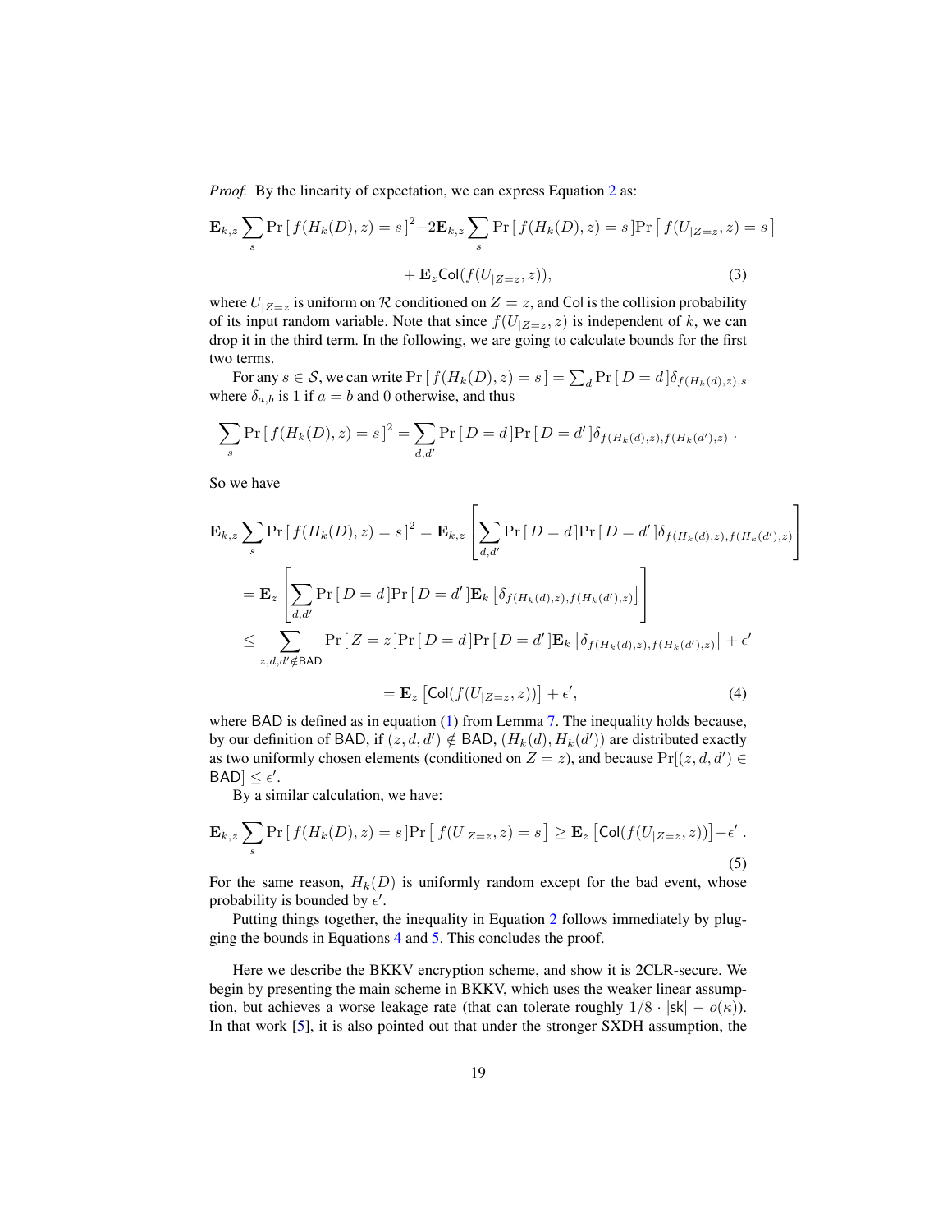*Proof.* By the linearity of expectation, we can express Equation 2 as:

$$\mathbf{E}_{k,z} \sum_s \Pr[\, f(H_k(D), z) = s\,]^2 - 2\mathbf{E}_{k,z} \sum_s \Pr[\, f(H_k(D), z) = s\,] \Pr\left[\, f(U_{|Z=z}, z) = s\,\right]$$

$$+ \mathbf{E}_z \mathsf{Col}(f(U_{|Z=z}, z)), \tag{3}$$

where $U_{|Z=z}$ is uniform on $\mathcal{R}$ conditioned on $Z = z$, and $\mathsf{Col}$ is the collision probability of its input random variable. Note that since $f(U_{|Z=z}, z)$ is independent of $k$, we can drop it in the third term. In the following, we are going to calculate bounds for the first two terms.

For any $s \in \mathcal{S}$, we can write $\Pr[\, f(H_k(D), z) = s\,] = \sum_d \Pr[\, D = d\,]\delta_{f(H_k(d),z),s}$ where $\delta_{a,b}$ is 1 if $a = b$ and 0 otherwise, and thus

$$\sum_s \Pr[\, f(H_k(D), z) = s\,]^2 = \sum_{d,d'} \Pr[\, D = d\,] \Pr[\, D = d'\,] \delta_{f(H_k(d),z), f(H_k(d'),z)} \,.$$

So we have

$$\begin{aligned}
\mathbf{E}_{k,z} \sum_s \Pr[\, f(H_k(D), z) = s\,]^2 &= \mathbf{E}_{k,z} \left[ \sum_{d,d'} \Pr[\, D = d\,] \Pr[\, D = d'\,] \delta_{f(H_k(d),z), f(H_k(d'),z)} \right] \\
&= \mathbf{E}_z \left[ \sum_{d,d'} \Pr[\, D = d\,] \Pr[\, D = d'\,] \mathbf{E}_k \left[ \delta_{f(H_k(d),z), f(H_k(d'),z)} \right] \right] \\
&\leq \sum_{z,d,d' \notin \mathsf{BAD}} \Pr[\, Z = z\,] \Pr[\, D = d\,] \Pr[\, D = d'\,] \mathbf{E}_k \left[ \delta_{f(H_k(d),z), f(H_k(d'),z)} \right] + \epsilon' \\
&= \mathbf{E}_z \left[ \mathsf{Col}(f(U_{|Z=z}, z)) \right] + \epsilon',
\end{aligned} \tag{4}$$

where $\mathsf{BAD}$ is defined as in equation (1) from Lemma 7. The inequality holds because, by our definition of $\mathsf{BAD}$, if $(z, d, d') \notin \mathsf{BAD}$, $(H_k(d), H_k(d'))$ are distributed exactly as two uniformly chosen elements (conditioned on $Z = z$), and because $\Pr[(z, d, d') \in \mathsf{BAD}] \leq \epsilon'$.

By a similar calculation, we have:

$$\mathbf{E}_{k,z} \sum_s \Pr[\, f(H_k(D), z) = s\,] \Pr\left[\, f(U_{|Z=z}, z) = s\,\right] \geq \mathbf{E}_z \left[ \mathsf{Col}(f(U_{|Z=z}, z)) \right] - \epsilon' \,. \tag{5}$$

For the same reason, $H_k(D)$ is uniformly random except for the bad event, whose probability is bounded by $\epsilon'$.

Putting things together, the inequality in Equation 2 follows immediately by plugging the bounds in Equations 4 and 5. This concludes the proof.

Here we describe the BKKV encryption scheme, and show it is 2CLR-secure. We begin by presenting the main scheme in BKKV, which uses the weaker linear assumption, but achieves a worse leakage rate (that can tolerate roughly $1/8 \cdot |\mathsf{sk}| - o(\kappa)$). In that work [5], it is also pointed out that under the stronger SXDH assumption, the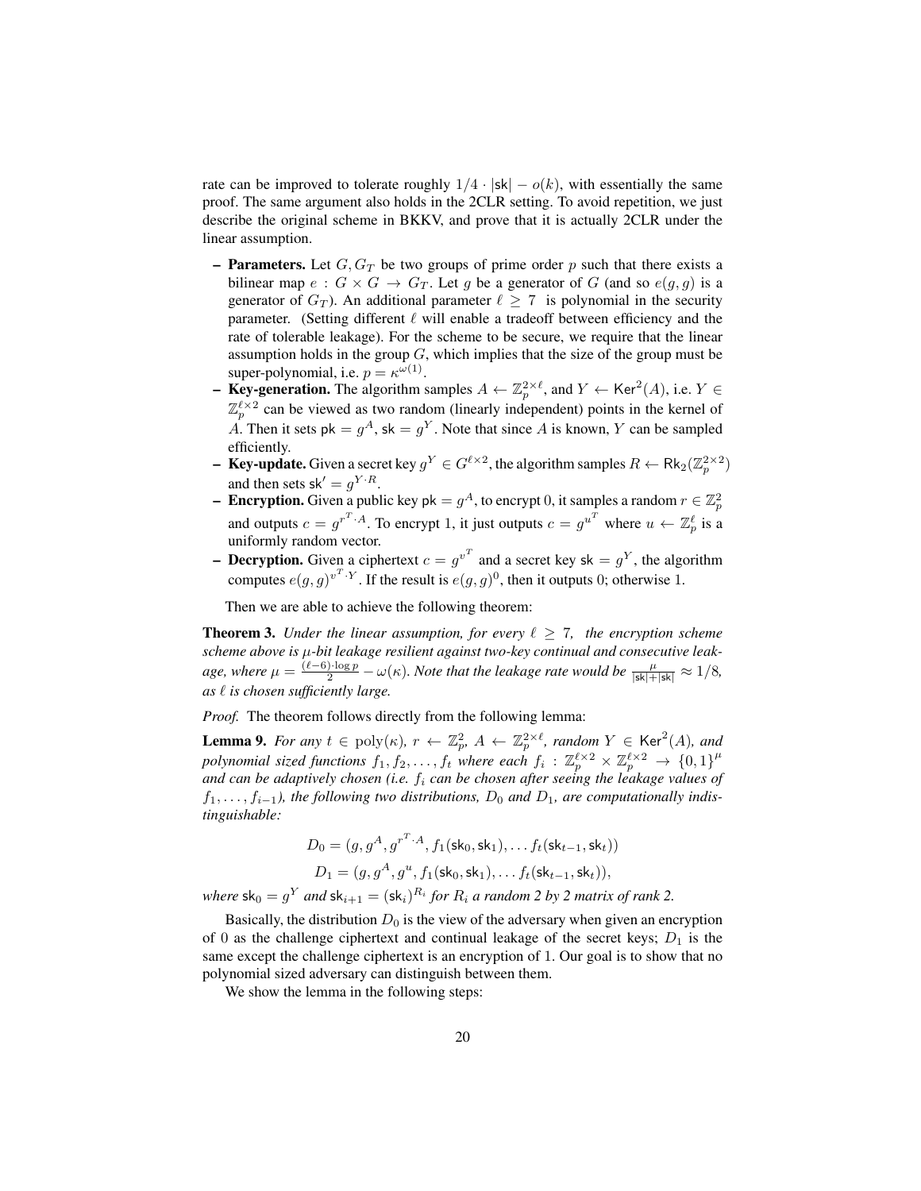rate can be improved to tolerate roughly $1/4 \cdot |\mathsf{sk}| - o(k)$, with essentially the same proof. The same argument also holds in the 2CLR setting. To avoid repetition, we just describe the original scheme in BKKV, and prove that it is actually 2CLR under the linear assumption.

- **Parameters.** Let $G, G_T$ be two groups of prime order $p$ such that there exists a bilinear map $e : G \times G \to G_T$. Let $g$ be a generator of $G$ (and so $e(g,g)$ is a generator of $G_T$). An additional parameter $\ell \geq 7$ is polynomial in the security parameter. (Setting different $\ell$ will enable a tradeoff between efficiency and the rate of tolerable leakage). For the scheme to be secure, we require that the linear assumption holds in the group $G$, which implies that the size of the group must be super-polynomial, i.e. $p = \kappa^{\omega(1)}$.
- **Key-generation.** The algorithm samples $A \leftarrow \mathbb{Z}_p^{2\times\ell}$, and $Y \leftarrow \mathsf{Ker}^2(A)$, i.e. $Y \in \mathbb{Z}_p^{\ell\times 2}$ can be viewed as two random (linearly independent) points in the kernel of $A$. Then it sets $\mathsf{pk} = g^A$, $\mathsf{sk} = g^Y$. Note that since $A$ is known, $Y$ can be sampled efficiently.
- **Key-update.** Given a secret key $g^Y \in G^{\ell\times 2}$, the algorithm samples $R \leftarrow \mathsf{Rk}_2(\mathbb{Z}_p^{2\times 2})$ and then sets $\mathsf{sk}' = g^{Y\cdot R}$.
- **Encryption.** Given a public key $\mathsf{pk} = g^A$, to encrypt 0, it samples a random $r \in \mathbb{Z}_p^2$ and outputs $c = g^{r^T\cdot A}$. To encrypt 1, it just outputs $c = g^{u^T}$ where $u \leftarrow \mathbb{Z}_p^\ell$ is a uniformly random vector.
- **Decryption.** Given a ciphertext $c = g^{v^T}$ and a secret key $\mathsf{sk} = g^Y$, the algorithm computes $e(g,g)^{v^T\cdot Y}$. If the result is $e(g,g)^0$, then it outputs 0; otherwise 1.

Then we are able to achieve the following theorem:

**Theorem 3.** *Under the linear assumption, for every $\ell \geq 7$, the encryption scheme scheme above is $\mu$-bit leakage resilient against two-key continual and consecutive leakage, where $\mu = \frac{(\ell-6)\cdot\log p}{2} - \omega(\kappa)$. Note that the leakage rate would be $\frac{\mu}{|\mathsf{sk}|+|\mathsf{sk}|} \approx 1/8$, as $\ell$ is chosen sufficiently large.*

*Proof.* The theorem follows directly from the following lemma:

**Lemma 9.** *For any $t \in \mathrm{poly}(\kappa)$, $r \leftarrow \mathbb{Z}_p^2$, $A \leftarrow \mathbb{Z}_p^{2\times\ell}$, random $Y \in \mathsf{Ker}^2(A)$, and polynomial sized functions $f_1, f_2, \ldots, f_t$ where each $f_i : \mathbb{Z}_p^{\ell\times 2} \times \mathbb{Z}_p^{\ell\times 2} \to \{0,1\}^\mu$ and can be adaptively chosen (i.e. $f_i$ can be chosen after seeing the leakage values of $f_1, \ldots, f_{i-1}$), the following two distributions, $D_0$ and $D_1$, are computationally indistinguishable:*

$$D_0 = (g, g^A, g^{r^T\cdot A}, f_1(\mathsf{sk}_0, \mathsf{sk}_1), \ldots f_t(\mathsf{sk}_{t-1}, \mathsf{sk}_t))$$
$$D_1 = (g, g^A, g^u, f_1(\mathsf{sk}_0, \mathsf{sk}_1), \ldots f_t(\mathsf{sk}_{t-1}, \mathsf{sk}_t)),$$

*where $\mathsf{sk}_0 = g^Y$ and $\mathsf{sk}_{i+1} = (\mathsf{sk}_i)^{R_i}$ for $R_i$ a random 2 by 2 matrix of rank 2.*

Basically, the distribution $D_0$ is the view of the adversary when given an encryption of 0 as the challenge ciphertext and continual leakage of the secret keys; $D_1$ is the same except the challenge ciphertext is an encryption of 1. Our goal is to show that no polynomial sized adversary can distinguish between them.

We show the lemma in the following steps: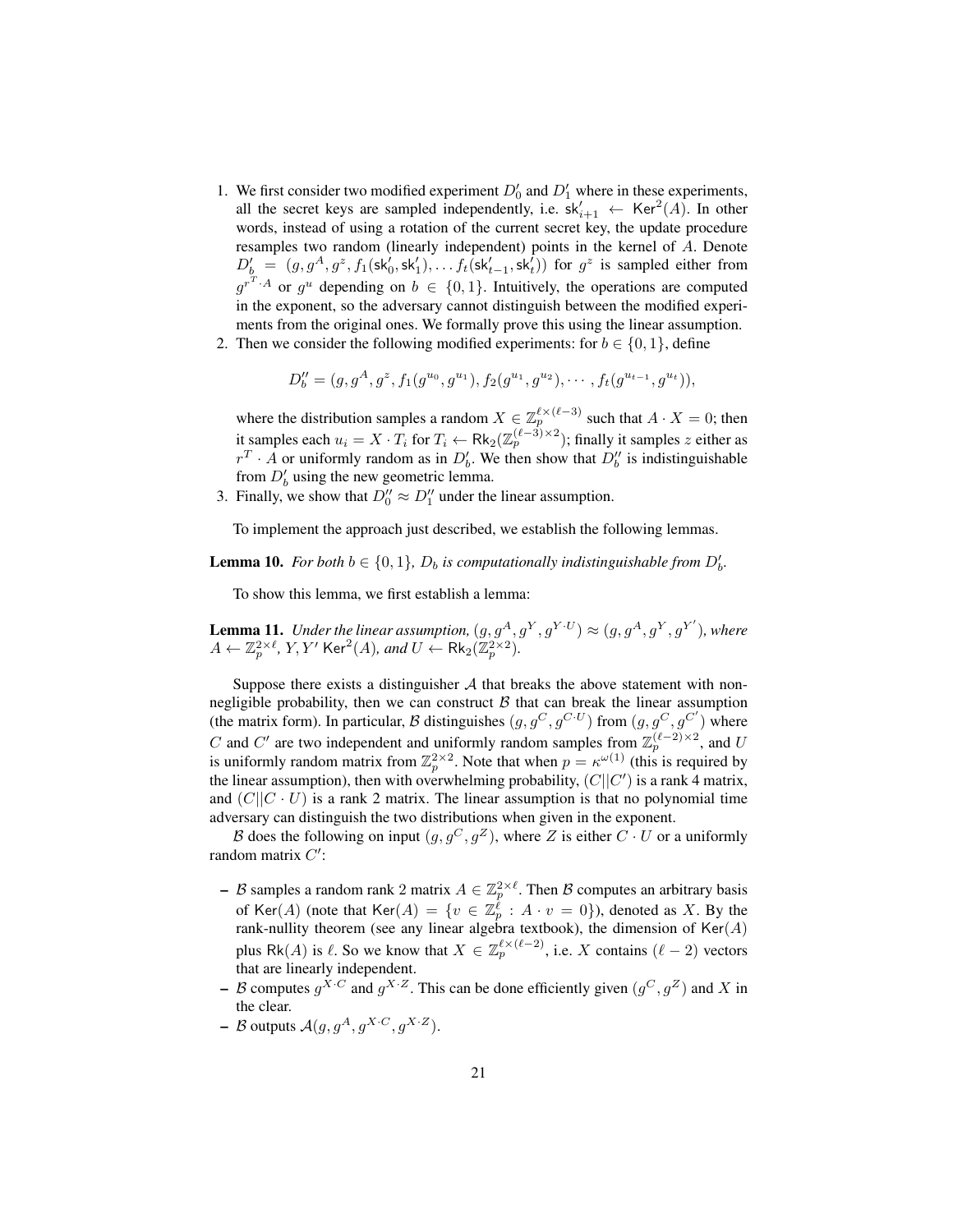1. We first consider two modified experiment $D'_0$ and $D'_1$ where in these experiments, all the secret keys are sampled independently, i.e. $\mathsf{sk}'_{i+1} \leftarrow \mathsf{Ker}^2(A)$. In other words, instead of using a rotation of the current secret key, the update procedure resamples two random (linearly independent) points in the kernel of $A$. Denote $D'_b = (g, g^A, g^z, f_1(\mathsf{sk}'_0, \mathsf{sk}'_1), \ldots f_t(\mathsf{sk}'_{t-1}, \mathsf{sk}'_t))$ for $g^z$ is sampled either from $g^{r^T \cdot A}$ or $g^u$ depending on $b \in \{0, 1\}$. Intuitively, the operations are computed in the exponent, so the adversary cannot distinguish between the modified experiments from the original ones. We formally prove this using the linear assumption.
2. Then we consider the following modified experiments: for $b \in \{0, 1\}$, define

$$D''_b = (g, g^A, g^z, f_1(g^{u_0}, g^{u_1}), f_2(g^{u_1}, g^{u_2}), \cdots, f_t(g^{u_{t-1}}, g^{u_t})),$$

   where the distribution samples a random $X \in \mathbb{Z}_p^{\ell \times (\ell - 3)}$ such that $A \cdot X = 0$; then it samples each $u_i = X \cdot T_i$ for $T_i \leftarrow \mathsf{Rk}_2(\mathbb{Z}_p^{(\ell-3) \times 2})$; finally it samples $z$ either as $r^T \cdot A$ or uniformly random as in $D'_b$. We then show that $D''_b$ is indistinguishable from $D'_b$ using the new geometric lemma.
3. Finally, we show that $D''_0 \approx D''_1$ under the linear assumption.

To implement the approach just described, we establish the following lemmas.

**Lemma 10.** *For both $b \in \{0, 1\}$, $D_b$ is computationally indistinguishable from $D'_b$.*

To show this lemma, we first establish a lemma:

**Lemma 11.** *Under the linear assumption, $(g, g^A, g^Y, g^{Y \cdot U}) \approx (g, g^A, g^Y, g^{Y'})$, where $A \leftarrow \mathbb{Z}_p^{2 \times \ell}$, $Y, Y'$ $\mathsf{Ker}^2(A)$, and $U \leftarrow \mathsf{Rk}_2(\mathbb{Z}_p^{2 \times 2})$.*

Suppose there exists a distinguisher $\mathcal{A}$ that breaks the above statement with non-negligible probability, then we can construct $\mathcal{B}$ that can break the linear assumption (the matrix form). In particular, $\mathcal{B}$ distinguishes $(g, g^C, g^{C \cdot U})$ from $(g, g^C, g^{C'})$ where $C$ and $C'$ are two independent and uniformly random samples from $\mathbb{Z}_p^{(\ell-2) \times 2}$, and $U$ is uniformly random matrix from $\mathbb{Z}_p^{2 \times 2}$. Note that when $p = \kappa^{\omega(1)}$ (this is required by the linear assumption), then with overwhelming probability, $(C || C')$ is a rank 4 matrix, and $(C || C \cdot U)$ is a rank 2 matrix. The linear assumption is that no polynomial time adversary can distinguish the two distributions when given in the exponent.

$\mathcal{B}$ does the following on input $(g, g^C, g^Z)$, where $Z$ is either $C \cdot U$ or a uniformly random matrix $C'$:

- $\mathcal{B}$ samples a random rank 2 matrix $A \in \mathbb{Z}_p^{2 \times \ell}$. Then $\mathcal{B}$ computes an arbitrary basis of $\mathsf{Ker}(A)$ (note that $\mathsf{Ker}(A) = \{v \in \mathbb{Z}_p^\ell : A \cdot v = 0\}$), denoted as $X$. By the rank-nullity theorem (see any linear algebra textbook), the dimension of $\mathsf{Ker}(A)$ plus $\mathsf{Rk}(A)$ is $\ell$. So we know that $X \in \mathbb{Z}_p^{\ell \times (\ell - 2)}$, i.e. $X$ contains $(\ell - 2)$ vectors that are linearly independent.
- $\mathcal{B}$ computes $g^{X \cdot C}$ and $g^{X \cdot Z}$. This can be done efficiently given $(g^C, g^Z)$ and $X$ in the clear.
- $\mathcal{B}$ outputs $\mathcal{A}(g, g^A, g^{X \cdot C}, g^{X \cdot Z})$.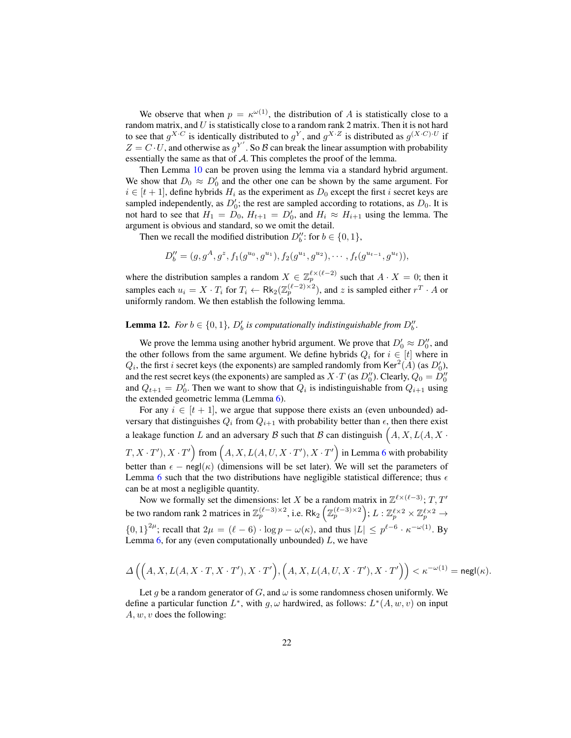We observe that when $p = \kappa^{\omega(1)}$, the distribution of $A$ is statistically close to a random matrix, and $U$ is statistically close to a random rank 2 matrix. Then it is not hard to see that $g^{X \cdot C}$ is identically distributed to $g^Y$, and $g^{X \cdot Z}$ is distributed as $g^{(X \cdot C) \cdot U}$ if $Z = C \cdot U$, and otherwise as $g^{Y'}$. So $\mathcal{B}$ can break the linear assumption with probability essentially the same as that of $\mathcal{A}$. This completes the proof of the lemma.

Then Lemma 10 can be proven using the lemma via a standard hybrid argument. We show that $D_0 \approx D_0'$ and the other one can be shown by the same argument. For $i \in [t+1]$, define hybrids $H_i$ as the experiment as $D_0$ except the first $i$ secret keys are sampled independently, as $D_0'$; the rest are sampled according to rotations, as $D_0$. It is not hard to see that $H_1 = D_0$, $H_{t+1} = D_0'$, and $H_i \approx H_{i+1}$ using the lemma. The argument is obvious and standard, so we omit the detail.

Then we recall the modified distribution $D_b''$: for $b \in \{0,1\}$,

$$D_b'' = (g, g^A, g^z, f_1(g^{u_0}, g^{u_1}), f_2(g^{u_1}, g^{u_2}), \cdots, f_t(g^{u_{t-1}}, g^{u_t})),$$

where the distribution samples a random $X \in \mathbb{Z}_p^{\ell \times (\ell-2)}$ such that $A \cdot X = 0$; then it samples each $u_i = X \cdot T_i$ for $T_i \leftarrow \mathsf{Rk}_2(\mathbb{Z}_p^{(\ell-2)\times 2})$, and $z$ is sampled either $r^T \cdot A$ or uniformly random. We then establish the following lemma.

**Lemma 12.** *For $b \in \{0,1\}$, $D_b'$ is computationally indistinguishable from $D_b''$.*

We prove the lemma using another hybrid argument. We prove that $D_0' \approx D_0''$, and the other follows from the same argument. We define hybrids $Q_i$ for $i \in [t]$ where in $Q_i$, the first $i$ secret keys (the exponents) are sampled randomly from $\mathsf{Ker}^2(A)$ (as $D_0'$), and the rest secret keys (the exponents) are sampled as $X \cdot T$ (as $D_0''$). Clearly, $Q_0 = D_0''$ and $Q_{t+1} = D_0'$. Then we want to show that $Q_i$ is indistinguishable from $Q_{i+1}$ using the extended geometric lemma (Lemma 6).

For any $i \in [t+1]$, we argue that suppose there exists an (even unbounded) adversary that distinguishes $Q_i$ from $Q_{i+1}$ with probability better than $\epsilon$, then there exist a leakage function $L$ and an adversary $\mathcal{B}$ such that $\mathcal{B}$ can distinguish $\Big(A, X, L(A, X \cdot T, X \cdot T'), X \cdot T'\Big)$ from $\Big(A, X, L(A, U, X \cdot T'), X \cdot T'\Big)$ in Lemma 6 with probability better than $\epsilon - \mathsf{negl}(\kappa)$ (dimensions will be set later). We will set the parameters of Lemma 6 such that the two distributions have negligible statistical difference; thus $\epsilon$ can be at most a negligible quantity.

Now we formally set the dimensions: let $X$ be a random matrix in $\mathbb{Z}^{\ell \times (\ell-3)}$; $T, T'$ be two random rank 2 matrices in $\mathbb{Z}_p^{(\ell-3)\times 2}$, i.e. $\mathsf{Rk}_2\left(\mathbb{Z}_p^{(\ell-3)\times 2}\right)$; $L : \mathbb{Z}_p^{\ell \times 2} \times \mathbb{Z}_p^{\ell \times 2} \to \{0,1\}^{2\mu}$; recall that $2\mu = (\ell - 6) \cdot \log p - \omega(\kappa)$, and thus $|L| \leq p^{\ell-6} \cdot \kappa^{-\omega(1)}$. By Lemma 6, for any (even computationally unbounded) $L$, we have

$$\Delta\left(\Big(A, X, L(A, X \cdot T, X \cdot T'), X \cdot T'\Big), \Big(A, X, L(A, U, X \cdot T'), X \cdot T'\Big)\right) < \kappa^{-\omega(1)} = \mathsf{negl}(\kappa).$$

Let $g$ be a random generator of $G$, and $\omega$ is some randomness chosen uniformly. We define a particular function $L^*$, with $g, \omega$ hardwired, as follows: $L^*(A, w, v)$ on input $A, w, v$ does the following: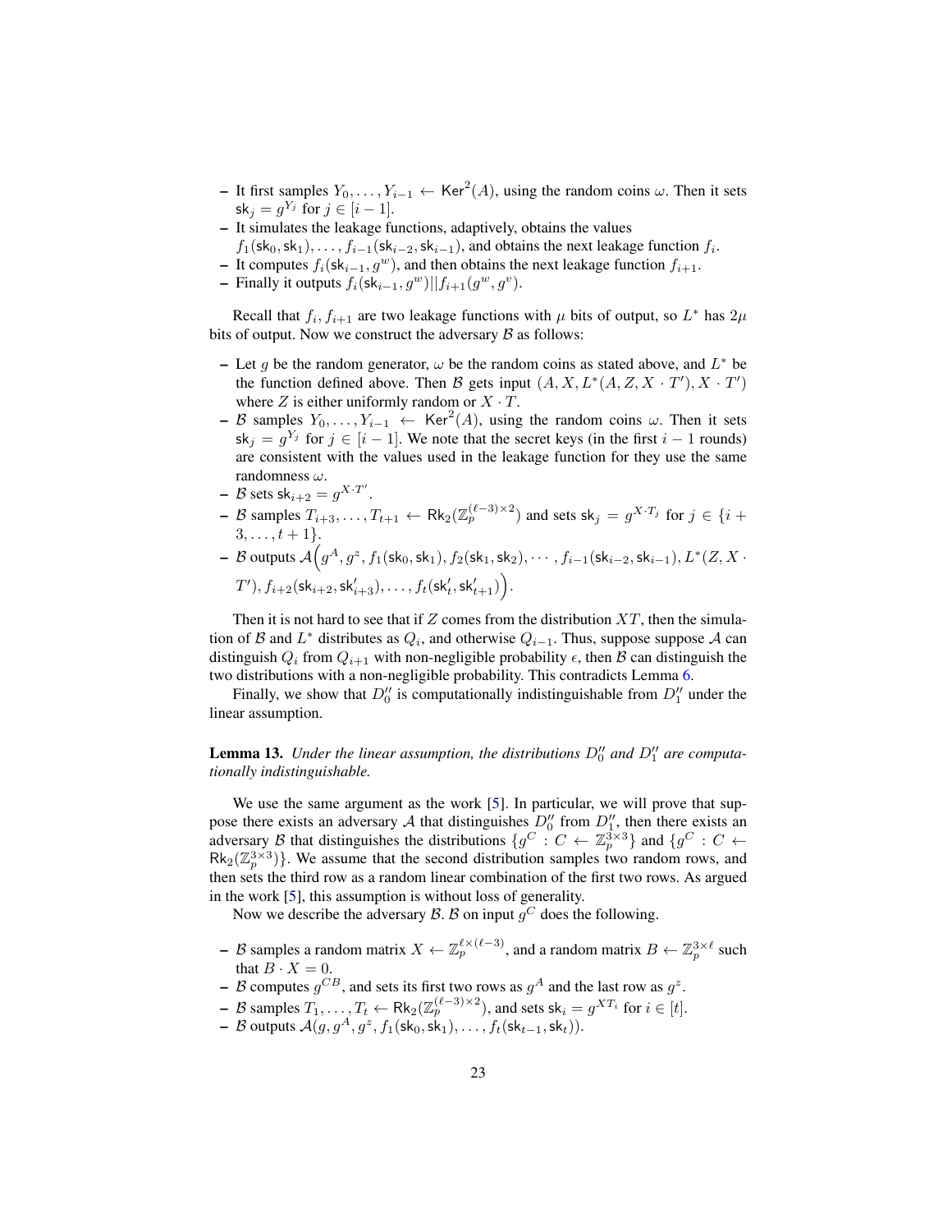- It first samples $Y_0, \ldots, Y_{i-1} \leftarrow \mathsf{Ker}^2(A)$, using the random coins $\omega$. Then it sets $\mathsf{sk}_j = g^{Y_j}$ for $j \in [i-1]$.
- It simulates the leakage functions, adaptively, obtains the values $f_1(\mathsf{sk}_0, \mathsf{sk}_1), \ldots, f_{i-1}(\mathsf{sk}_{i-2}, \mathsf{sk}_{i-1})$, and obtains the next leakage function $f_i$.
- It computes $f_i(\mathsf{sk}_{i-1}, g^w)$, and then obtains the next leakage function $f_{i+1}$.
- Finally it outputs $f_i(\mathsf{sk}_{i-1}, g^w) || f_{i+1}(g^w, g^v)$.

Recall that $f_i, f_{i+1}$ are two leakage functions with $\mu$ bits of output, so $L^*$ has $2\mu$ bits of output. Now we construct the adversary $\mathcal{B}$ as follows:

- Let $g$ be the random generator, $\omega$ be the random coins as stated above, and $L^*$ be the function defined above. Then $\mathcal{B}$ gets input $(A, X, L^*(A, Z, X \cdot T'), X \cdot T')$ where $Z$ is either uniformly random or $X \cdot T$.
- $\mathcal{B}$ samples $Y_0, \ldots, Y_{i-1} \leftarrow \mathsf{Ker}^2(A)$, using the random coins $\omega$. Then it sets $\mathsf{sk}_j = g^{Y_j}$ for $j \in [i-1]$. We note that the secret keys (in the first $i-1$ rounds) are consistent with the values used in the leakage function for they use the same randomness $\omega$.
- $\mathcal{B}$ sets $\mathsf{sk}_{i+2} = g^{X \cdot T'}$.
- $\mathcal{B}$ samples $T_{i+3}, \ldots, T_{t+1} \leftarrow \mathsf{Rk}_2(\mathbb{Z}_p^{(\ell-3)\times 2})$ and sets $\mathsf{sk}_j = g^{X \cdot T_j}$ for $j \in \{i+3, \ldots, t+1\}$.
- $\mathcal{B}$ outputs $\mathcal{A}\Big(g^A, g^z, f_1(\mathsf{sk}_0, \mathsf{sk}_1), f_2(\mathsf{sk}_1, \mathsf{sk}_2), \cdots, f_{i-1}(\mathsf{sk}_{i-2}, \mathsf{sk}_{i-1}), L^*(Z, X \cdot T'), f_{i+2}(\mathsf{sk}_{i+2}, \mathsf{sk}'_{i+3}), \ldots, f_t(\mathsf{sk}'_t, \mathsf{sk}'_{t+1})\Big)$.

Then it is not hard to see that if $Z$ comes from the distribution $XT$, then the simulation of $\mathcal{B}$ and $L^*$ distributes as $Q_i$, and otherwise $Q_{i-1}$. Thus, suppose suppose $\mathcal{A}$ can distinguish $Q_i$ from $Q_{i+1}$ with non-negligible probability $\epsilon$, then $\mathcal{B}$ can distinguish the two distributions with a non-negligible probability. This contradicts Lemma 6.

Finally, we show that $D''_0$ is computationally indistinguishable from $D''_1$ under the linear assumption.

**Lemma 13.** *Under the linear assumption, the distributions $D''_0$ and $D''_1$ are computationally indistinguishable.*

We use the same argument as the work [5]. In particular, we will prove that suppose there exists an adversary $\mathcal{A}$ that distinguishes $D''_0$ from $D''_1$, then there exists an adversary $\mathcal{B}$ that distinguishes the distributions $\{g^C : C \leftarrow \mathbb{Z}_p^{3\times 3}\}$ and $\{g^C : C \leftarrow \mathsf{Rk}_2(\mathbb{Z}_p^{3\times 3})\}$. We assume that the second distribution samples two random rows, and then sets the third row as a random linear combination of the first two rows. As argued in the work [5], this assumption is without loss of generality.

Now we describe the adversary $\mathcal{B}$. $\mathcal{B}$ on input $g^C$ does the following.

- $\mathcal{B}$ samples a random matrix $X \leftarrow \mathbb{Z}_p^{\ell \times (\ell-3)}$, and a random matrix $B \leftarrow \mathbb{Z}_p^{3\times \ell}$ such that $B \cdot X = 0$.
- $\mathcal{B}$ computes $g^{CB}$, and sets its first two rows as $g^A$ and the last row as $g^z$.
- $\mathcal{B}$ samples $T_1, \ldots, T_t \leftarrow \mathsf{Rk}_2(\mathbb{Z}_p^{(\ell-3)\times 2})$, and sets $\mathsf{sk}_i = g^{XT_i}$ for $i \in [t]$.
- $\mathcal{B}$ outputs $\mathcal{A}(g, g^A, g^z, f_1(\mathsf{sk}_0, \mathsf{sk}_1), \ldots, f_t(\mathsf{sk}_{t-1}, \mathsf{sk}_t))$.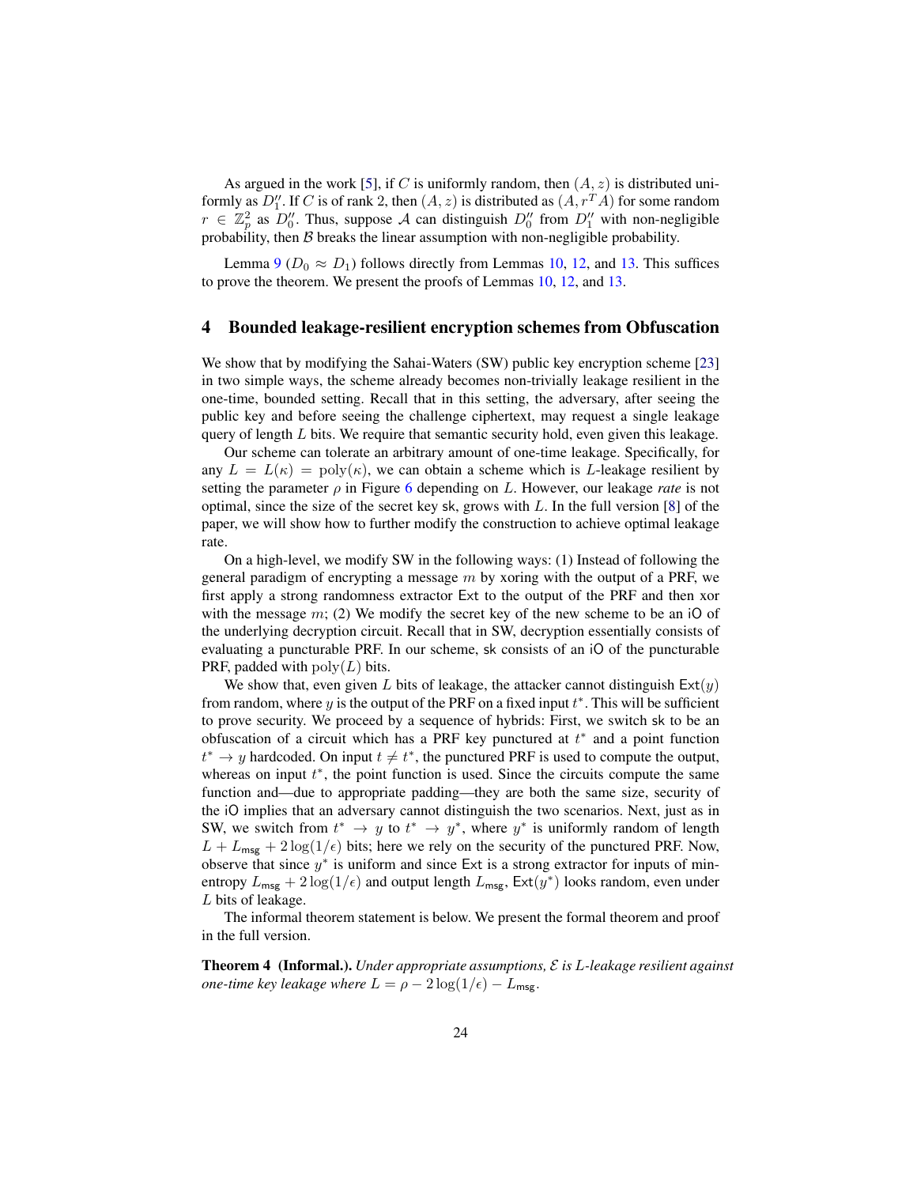As argued in the work [5], if $C$ is uniformly random, then $(A, z)$ is distributed uniformly as $D_1''$. If $C$ is of rank 2, then $(A, z)$ is distributed as $(A, r^T A)$ for some random $r \in \mathbb{Z}_p^2$ as $D_0''$. Thus, suppose $\mathcal{A}$ can distinguish $D_0''$ from $D_1''$ with non-negligible probability, then $\mathcal{B}$ breaks the linear assumption with non-negligible probability.

Lemma 9 ($D_0 \approx D_1$) follows directly from Lemmas 10, 12, and 13. This suffices to prove the theorem. We present the proofs of Lemmas 10, 12, and 13.

## 4 Bounded leakage-resilient encryption schemes from Obfuscation

We show that by modifying the Sahai-Waters (SW) public key encryption scheme [23] in two simple ways, the scheme already becomes non-trivially leakage resilient in the one-time, bounded setting. Recall that in this setting, the adversary, after seeing the public key and before seeing the challenge ciphertext, may request a single leakage query of length $L$ bits. We require that semantic security hold, even given this leakage.

Our scheme can tolerate an arbitrary amount of one-time leakage. Specifically, for any $L = L(\kappa) = \text{poly}(\kappa)$, we can obtain a scheme which is $L$-leakage resilient by setting the parameter $\rho$ in Figure 6 depending on $L$. However, our leakage *rate* is not optimal, since the size of the secret key $\mathsf{sk}$, grows with $L$. In the full version [8] of the paper, we will show how to further modify the construction to achieve optimal leakage rate.

On a high-level, we modify SW in the following ways: (1) Instead of following the general paradigm of encrypting a message $m$ by xoring with the output of a PRF, we first apply a strong randomness extractor $\mathsf{Ext}$ to the output of the PRF and then xor with the message $m$; (2) We modify the secret key of the new scheme to be an $\mathsf{iO}$ of the underlying decryption circuit. Recall that in SW, decryption essentially consists of evaluating a puncturable PRF. In our scheme, $\mathsf{sk}$ consists of an $\mathsf{iO}$ of the puncturable PRF, padded with $\text{poly}(L)$ bits.

We show that, even given $L$ bits of leakage, the attacker cannot distinguish $\mathsf{Ext}(y)$ from random, where $y$ is the output of the PRF on a fixed input $t^*$. This will be sufficient to prove security. We proceed by a sequence of hybrids: First, we switch $\mathsf{sk}$ to be an obfuscation of a circuit which has a PRF key punctured at $t^*$ and a point function $t^* \to y$ hardcoded. On input $t \neq t^*$, the punctured PRF is used to compute the output, whereas on input $t^*$, the point function is used. Since the circuits compute the same function and—due to appropriate padding—they are both the same size, security of the $\mathsf{iO}$ implies that an adversary cannot distinguish the two scenarios. Next, just as in SW, we switch from $t^* \to y$ to $t^* \to y^*$, where $y^*$ is uniformly random of length $L + L_{\mathsf{msg}} + 2\log(1/\epsilon)$ bits; here we rely on the security of the punctured PRF. Now, observe that since $y^*$ is uniform and since $\mathsf{Ext}$ is a strong extractor for inputs of min-entropy $L_{\mathsf{msg}} + 2\log(1/\epsilon)$ and output length $L_{\mathsf{msg}}$, $\mathsf{Ext}(y^*)$ looks random, even under $L$ bits of leakage.

The informal theorem statement is below. We present the formal theorem and proof in the full version.

**Theorem 4 (Informal.).** *Under appropriate assumptions, $\mathcal{E}$ is $L$-leakage resilient against one-time key leakage where $L = \rho - 2\log(1/\epsilon) - L_{\mathsf{msg}}$.*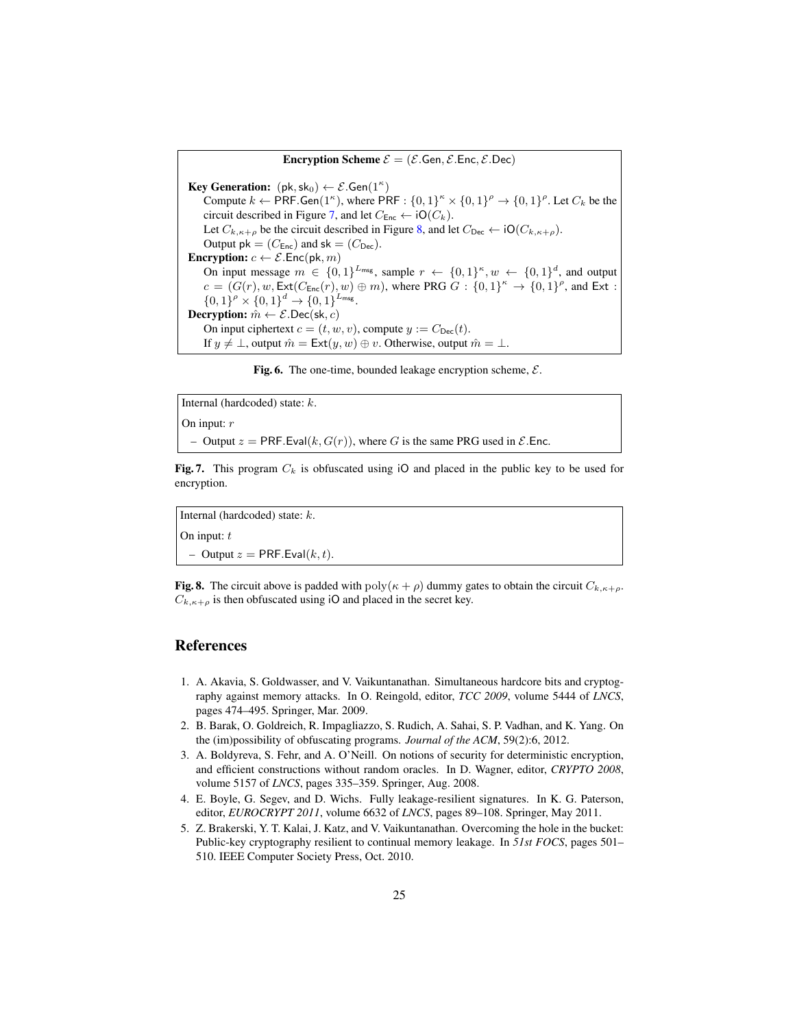**Encryption Scheme** $\mathcal{E} = (\mathcal{E}.\mathsf{Gen}, \mathcal{E}.\mathsf{Enc}, \mathcal{E}.\mathsf{Dec})$

**Key Generation:** $(\mathsf{pk}, \mathsf{sk}_0) \leftarrow \mathcal{E}.\mathsf{Gen}(1^\kappa)$

Compute $k \leftarrow \mathsf{PRF}.\mathsf{Gen}(1^\kappa)$, where $\mathsf{PRF} : \{0,1\}^\kappa \times \{0,1\}^\rho \rightarrow \{0,1\}^\rho$. Let $C_k$ be the circuit described in Figure 7, and let $C_{\mathsf{Enc}} \leftarrow \mathsf{iO}(C_k)$.

Let $C_{k,\kappa+\rho}$ be the circuit described in Figure 8, and let $C_{\mathsf{Dec}} \leftarrow \mathsf{iO}(C_{k,\kappa+\rho})$.

Output $\mathsf{pk} = (C_{\mathsf{Enc}})$ and $\mathsf{sk} = (C_{\mathsf{Dec}})$.

**Encryption:** $c \leftarrow \mathcal{E}.\mathsf{Enc}(\mathsf{pk}, m)$

On input message $m \in \{0,1\}^{L_{\mathsf{msg}}}$, sample $r \leftarrow \{0,1\}^\kappa, w \leftarrow \{0,1\}^d$, and output $c = (G(r), w, \mathsf{Ext}(C_{\mathsf{Enc}}(r), w) \oplus m)$, where PRG $G : \{0,1\}^\kappa \rightarrow \{0,1\}^\rho$, and $\mathsf{Ext} : \{0,1\}^\rho \times \{0,1\}^d \rightarrow \{0,1\}^{L_{\mathsf{msg}}}$.

**Decryption:** $\hat{m} \leftarrow \mathcal{E}.\mathsf{Dec}(\mathsf{sk}, c)$

On input ciphertext $c = (t, w, v)$, compute $y := C_{\mathsf{Dec}}(t)$.

If $y \neq \perp$, output $\hat{m} = \mathsf{Ext}(y, w) \oplus v$. Otherwise, output $\hat{m} = \perp$.

**Fig. 6.** The one-time, bounded leakage encryption scheme, $\mathcal{E}$.

Internal (hardcoded) state: $k$.

On input: $r$

– Output $z = \mathsf{PRF}.\mathsf{Eval}(k, G(r))$, where $G$ is the same PRG used in $\mathcal{E}.\mathsf{Enc}$.

**Fig. 7.** This program $C_k$ is obfuscated using $\mathsf{iO}$ and placed in the public key to be used for encryption.

Internal (hardcoded) state: $k$.

On input: $t$

– Output $z = \mathsf{PRF}.\mathsf{Eval}(k, t)$.

**Fig. 8.** The circuit above is padded with $\mathrm{poly}(\kappa + \rho)$ dummy gates to obtain the circuit $C_{k,\kappa+\rho}$. $C_{k,\kappa+\rho}$ is then obfuscated using $\mathsf{iO}$ and placed in the secret key.

## References

1. A. Akavia, S. Goldwasser, and V. Vaikuntanathan. Simultaneous hardcore bits and cryptography against memory attacks. In O. Reingold, editor, *TCC 2009*, volume 5444 of *LNCS*, pages 474–495. Springer, Mar. 2009.
2. B. Barak, O. Goldreich, R. Impagliazzo, S. Rudich, A. Sahai, S. P. Vadhan, and K. Yang. On the (im)possibility of obfuscating programs. *Journal of the ACM*, 59(2):6, 2012.
3. A. Boldyreva, S. Fehr, and A. O'Neill. On notions of security for deterministic encryption, and efficient constructions without random oracles. In D. Wagner, editor, *CRYPTO 2008*, volume 5157 of *LNCS*, pages 335–359. Springer, Aug. 2008.
4. E. Boyle, G. Segev, and D. Wichs. Fully leakage-resilient signatures. In K. G. Paterson, editor, *EUROCRYPT 2011*, volume 6632 of *LNCS*, pages 89–108. Springer, May 2011.
5. Z. Brakerski, Y. T. Kalai, J. Katz, and V. Vaikuntanathan. Overcoming the hole in the bucket: Public-key cryptography resilient to continual memory leakage. In *51st FOCS*, pages 501–510. IEEE Computer Society Press, Oct. 2010.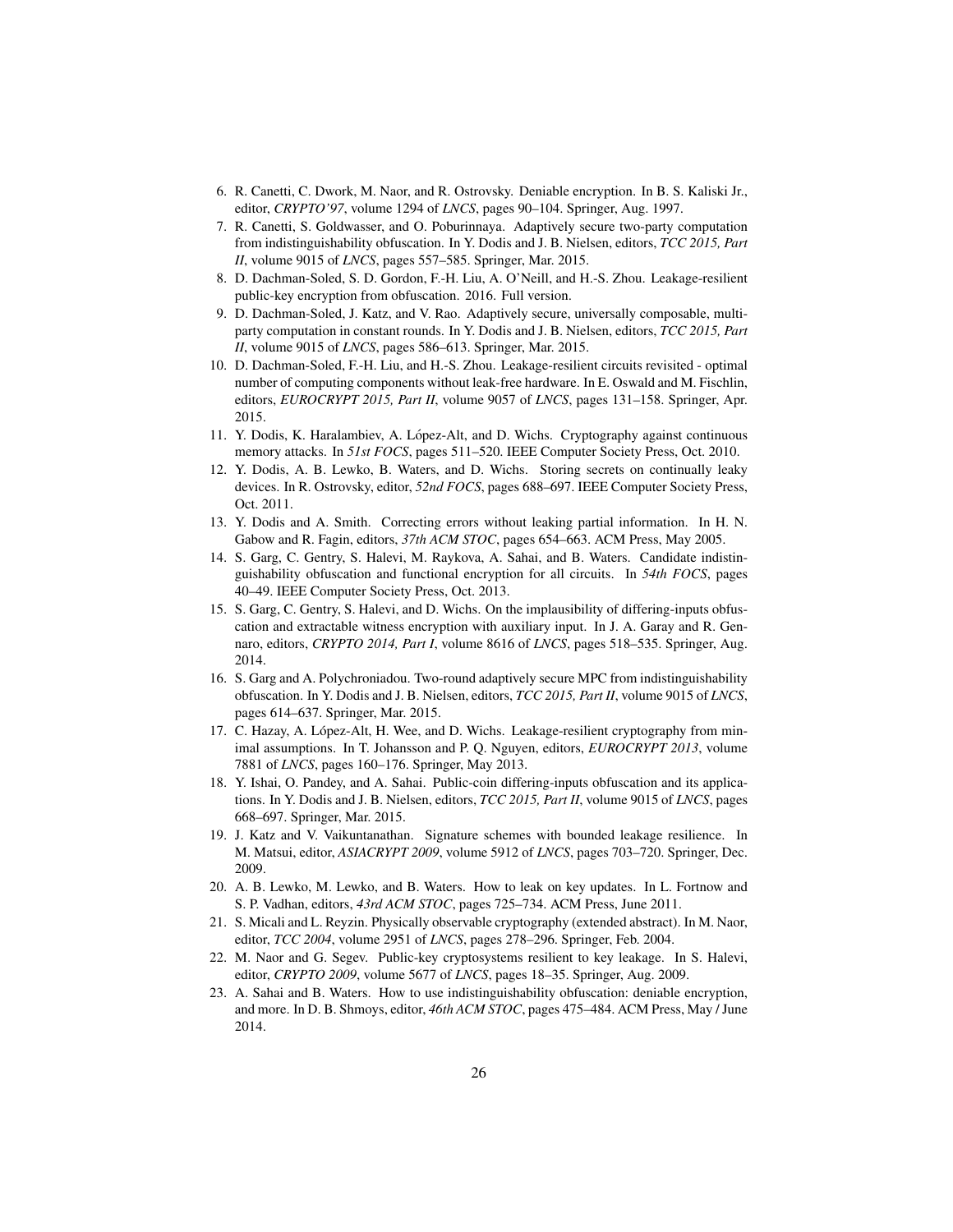6. R. Canetti, C. Dwork, M. Naor, and R. Ostrovsky. Deniable encryption. In B. S. Kaliski Jr., editor, *CRYPTO'97*, volume 1294 of *LNCS*, pages 90–104. Springer, Aug. 1997.
7. R. Canetti, S. Goldwasser, and O. Poburinnaya. Adaptively secure two-party computation from indistinguishability obfuscation. In Y. Dodis and J. B. Nielsen, editors, *TCC 2015, Part II*, volume 9015 of *LNCS*, pages 557–585. Springer, Mar. 2015.
8. D. Dachman-Soled, S. D. Gordon, F.-H. Liu, A. O'Neill, and H.-S. Zhou. Leakage-resilient public-key encryption from obfuscation. 2016. Full version.
9. D. Dachman-Soled, J. Katz, and V. Rao. Adaptively secure, universally composable, multi-party computation in constant rounds. In Y. Dodis and J. B. Nielsen, editors, *TCC 2015, Part II*, volume 9015 of *LNCS*, pages 586–613. Springer, Mar. 2015.
10. D. Dachman-Soled, F.-H. Liu, and H.-S. Zhou. Leakage-resilient circuits revisited - optimal number of computing components without leak-free hardware. In E. Oswald and M. Fischlin, editors, *EUROCRYPT 2015, Part II*, volume 9057 of *LNCS*, pages 131–158. Springer, Apr. 2015.
11. Y. Dodis, K. Haralambiev, A. López-Alt, and D. Wichs. Cryptography against continuous memory attacks. In *51st FOCS*, pages 511–520. IEEE Computer Society Press, Oct. 2010.
12. Y. Dodis, A. B. Lewko, B. Waters, and D. Wichs. Storing secrets on continually leaky devices. In R. Ostrovsky, editor, *52nd FOCS*, pages 688–697. IEEE Computer Society Press, Oct. 2011.
13. Y. Dodis and A. Smith. Correcting errors without leaking partial information. In H. N. Gabow and R. Fagin, editors, *37th ACM STOC*, pages 654–663. ACM Press, May 2005.
14. S. Garg, C. Gentry, S. Halevi, M. Raykova, A. Sahai, and B. Waters. Candidate indistinguishability obfuscation and functional encryption for all circuits. In *54th FOCS*, pages 40–49. IEEE Computer Society Press, Oct. 2013.
15. S. Garg, C. Gentry, S. Halevi, and D. Wichs. On the implausibility of differing-inputs obfuscation and extractable witness encryption with auxiliary input. In J. A. Garay and R. Gennaro, editors, *CRYPTO 2014, Part I*, volume 8616 of *LNCS*, pages 518–535. Springer, Aug. 2014.
16. S. Garg and A. Polychroniadou. Two-round adaptively secure MPC from indistinguishability obfuscation. In Y. Dodis and J. B. Nielsen, editors, *TCC 2015, Part II*, volume 9015 of *LNCS*, pages 614–637. Springer, Mar. 2015.
17. C. Hazay, A. López-Alt, H. Wee, and D. Wichs. Leakage-resilient cryptography from minimal assumptions. In T. Johansson and P. Q. Nguyen, editors, *EUROCRYPT 2013*, volume 7881 of *LNCS*, pages 160–176. Springer, May 2013.
18. Y. Ishai, O. Pandey, and A. Sahai. Public-coin differing-inputs obfuscation and its applications. In Y. Dodis and J. B. Nielsen, editors, *TCC 2015, Part II*, volume 9015 of *LNCS*, pages 668–697. Springer, Mar. 2015.
19. J. Katz and V. Vaikuntanathan. Signature schemes with bounded leakage resilience. In M. Matsui, editor, *ASIACRYPT 2009*, volume 5912 of *LNCS*, pages 703–720. Springer, Dec. 2009.
20. A. B. Lewko, M. Lewko, and B. Waters. How to leak on key updates. In L. Fortnow and S. P. Vadhan, editors, *43rd ACM STOC*, pages 725–734. ACM Press, June 2011.
21. S. Micali and L. Reyzin. Physically observable cryptography (extended abstract). In M. Naor, editor, *TCC 2004*, volume 2951 of *LNCS*, pages 278–296. Springer, Feb. 2004.
22. M. Naor and G. Segev. Public-key cryptosystems resilient to key leakage. In S. Halevi, editor, *CRYPTO 2009*, volume 5677 of *LNCS*, pages 18–35. Springer, Aug. 2009.
23. A. Sahai and B. Waters. How to use indistinguishability obfuscation: deniable encryption, and more. In D. B. Shmoys, editor, *46th ACM STOC*, pages 475–484. ACM Press, May / June 2014.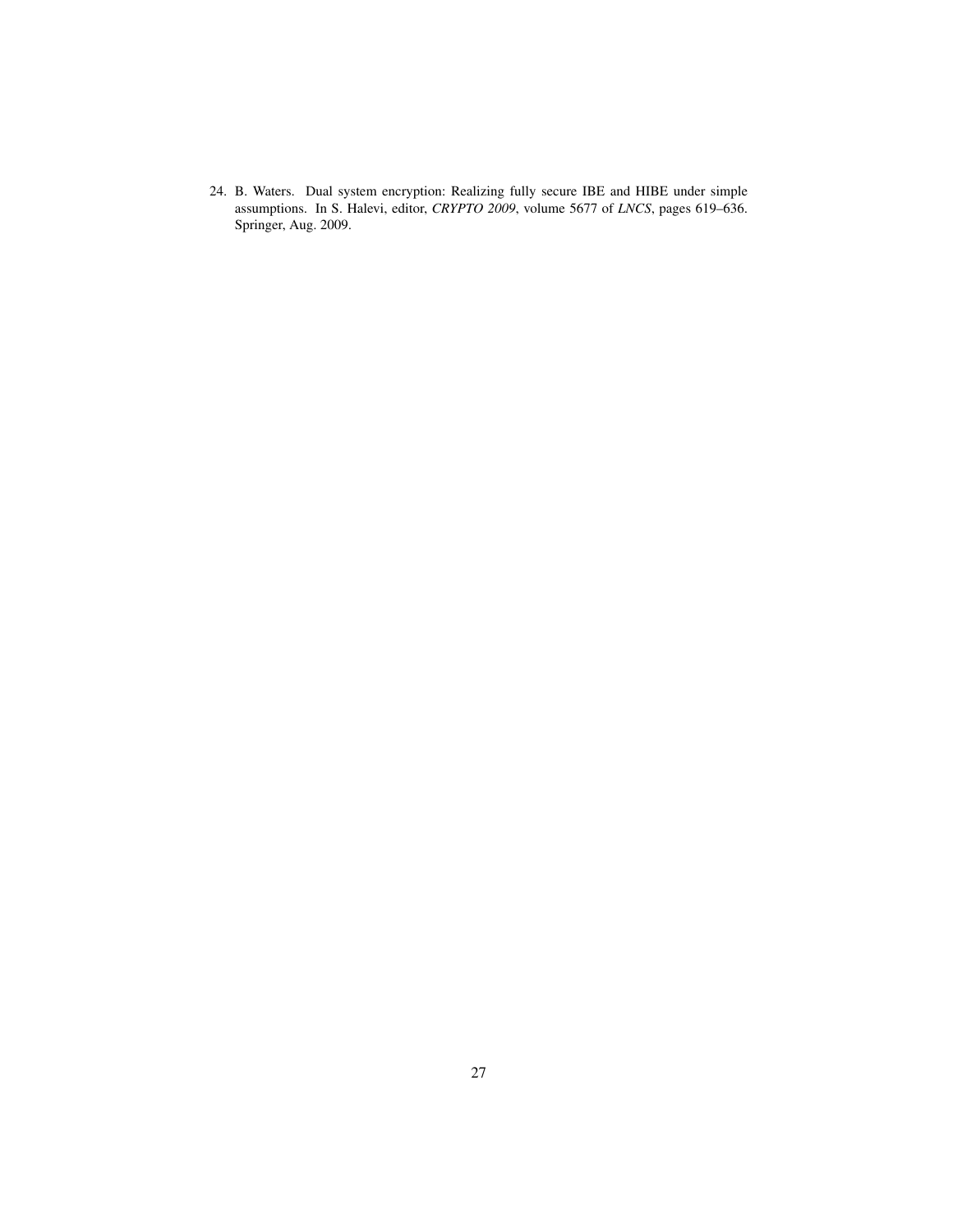24. B. Waters. Dual system encryption: Realizing fully secure IBE and HIBE under simple assumptions. In S. Halevi, editor, *CRYPTO 2009*, volume 5677 of *LNCS*, pages 619–636. Springer, Aug. 2009.